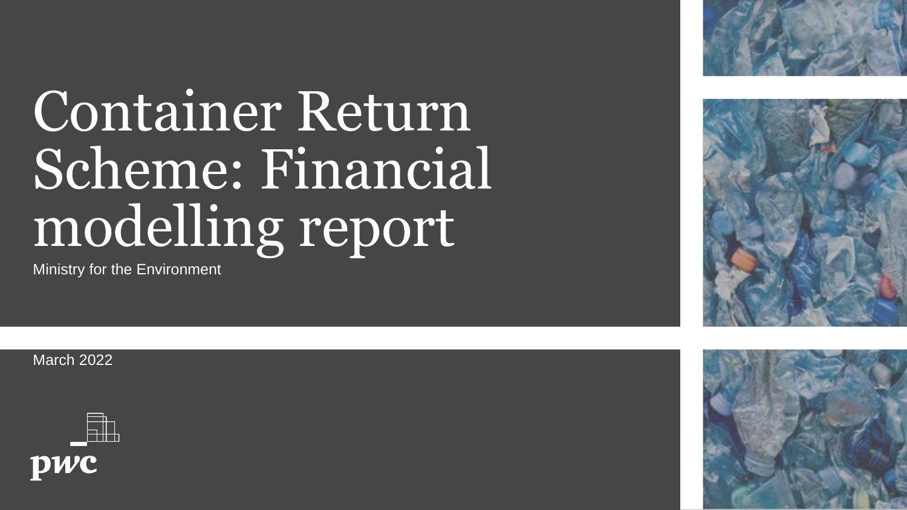# Container Return Scheme: Financial modelling report

Ministry for the Environment

March 2022

pwc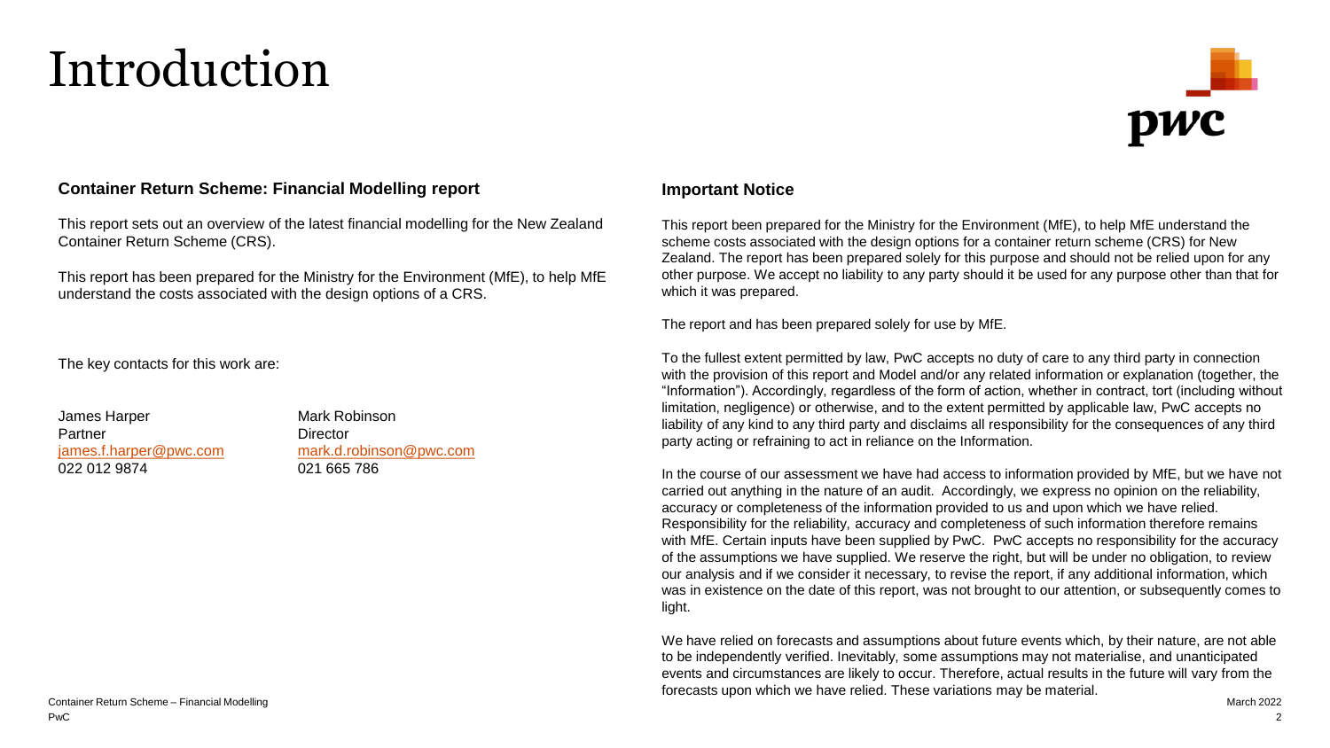# Introduction

### Container Return Scheme: Financial Modelling report

This report sets out an overview of the latest financial modelling for the New Zealand Container Return Scheme (CRS).

This report has been prepared for the Ministry for the Environment (MfE), to help MfE understand the costs associated with the design options of a CRS.

The key contacts for this work are:

James Harper  
Partner  
james.f.harper@pwc.com  
022 012 9874

Mark Robinson  
Director  
mark.d.robinson@pwc.com  
021 665 786

### Important Notice

This report been prepared for the Ministry for the Environment (MfE), to help MfE understand the scheme costs associated with the design options for a container return scheme (CRS) for New Zealand. The report has been prepared solely for this purpose and should not be relied upon for any other purpose. We accept no liability to any party should it be used for any purpose other than that for which it was prepared.

The report and has been prepared solely for use by MfE.

To the fullest extent permitted by law, PwC accepts no duty of care to any third party in connection with the provision of this report and Model and/or any related information or explanation (together, the "Information"). Accordingly, regardless of the form of action, whether in contract, tort (including without limitation, negligence) or otherwise, and to the extent permitted by applicable law, PwC accepts no liability of any kind to any third party and disclaims all responsibility for the consequences of any third party acting or refraining to act in reliance on the Information.

In the course of our assessment we have had access to information provided by MfE, but we have not carried out anything in the nature of an audit. Accordingly, we express no opinion on the reliability, accuracy or completeness of the information provided to us and upon which we have relied. Responsibility for the reliability, accuracy and completeness of such information therefore remains with MfE. Certain inputs have been supplied by PwC. PwC accepts no responsibility for the accuracy of the assumptions we have supplied. We reserve the right, but will be under no obligation, to review our analysis and if we consider it necessary, to revise the report, if any additional information, which was in existence on the date of this report, was not brought to our attention, or subsequently comes to light.

We have relied on forecasts and assumptions about future events which, by their nature, are not able to be independently verified. Inevitably, some assumptions may not materialise, and unanticipated events and circumstances are likely to occur. Therefore, actual results in the future will vary from the forecasts upon which we have relied. These variations may be material.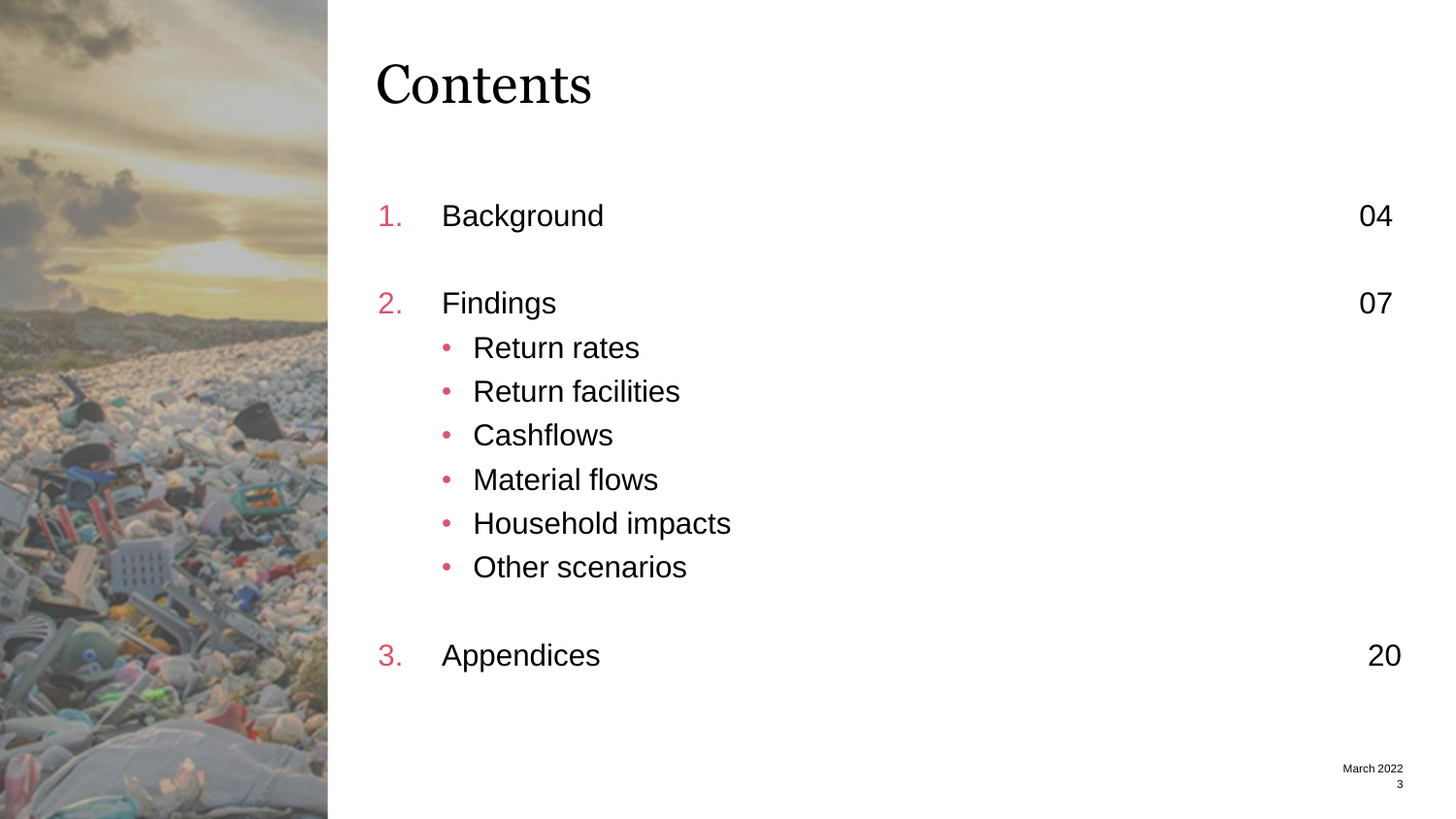# Contents

1. Background 04

2. Findings 07
   - Return rates
   - Return facilities
   - Cashflows
   - Material flows
   - Household impacts
   - Other scenarios

3. Appendices 20

March 2022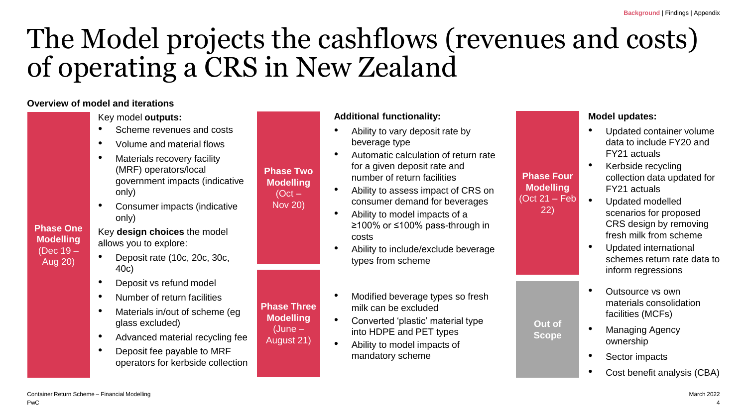# The Model projects the cashflows (revenues and costs) of operating a CRS in New Zealand

**Overview of model and iterations**

### Phase One Modelling (Dec 19 – Aug 20)

Key model **outputs:**

- Scheme revenues and costs
- Volume and material flows
- Materials recovery facility (MRF) operators/local government impacts (indicative only)
- Consumer impacts (indicative only)

Key **design choices** the model allows you to explore:

- Deposit rate (10c, 20c, 30c, 40c)
- Deposit vs refund model
- Number of return facilities
- Materials in/out of scheme (eg glass excluded)
- Advanced material recycling fee
- Deposit fee payable to MRF operators for kerbside collection

### Phase Two Modelling (Oct – Nov 20)

**Additional functionality:**

- Ability to vary deposit rate by beverage type
- Automatic calculation of return rate for a given deposit rate and number of return facilities
- Ability to assess impact of CRS on consumer demand for beverages
- Ability to model impacts of a ≥100% or ≤100% pass-through in costs
- Ability to include/exclude beverage types from scheme

### Phase Three Modelling (June – August 21)

- Modified beverage types so fresh milk can be excluded
- Converted 'plastic' material type into HDPE and PET types
- Ability to model impacts of mandatory scheme

### Phase Four Modelling (Oct 21 – Feb 22)

**Model updates:**

- Updated container volume data to include FY20 and FY21 actuals
- Kerbside recycling collection data updated for FY21 actuals
- Updated modelled scenarios for proposed CRS design by removing fresh milk from scheme
- Updated international schemes return rate data to inform regressions

### Out of Scope

- Outsource vs own materials consolidation facilities (MCFs)
- Managing Agency ownership
- Sector impacts
- Cost benefit analysis (CBA)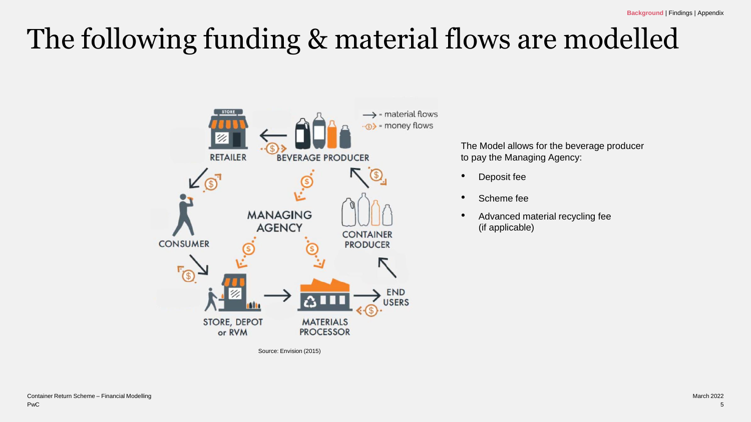# The following funding & material flows are modelled

RETAILER

BEVERAGE PRODUCER

→ = material flows

$ = money flows

CONSUMER

MANAGING AGENCY

CONTAINER PRODUCER

STORE, DEPOT or RVM

MATERIALS PROCESSOR

END USERS

Source: Envision (2015)

The Model allows for the beverage producer to pay the Managing Agency:

- Deposit fee
- Scheme fee
- Advanced material recycling fee (if applicable)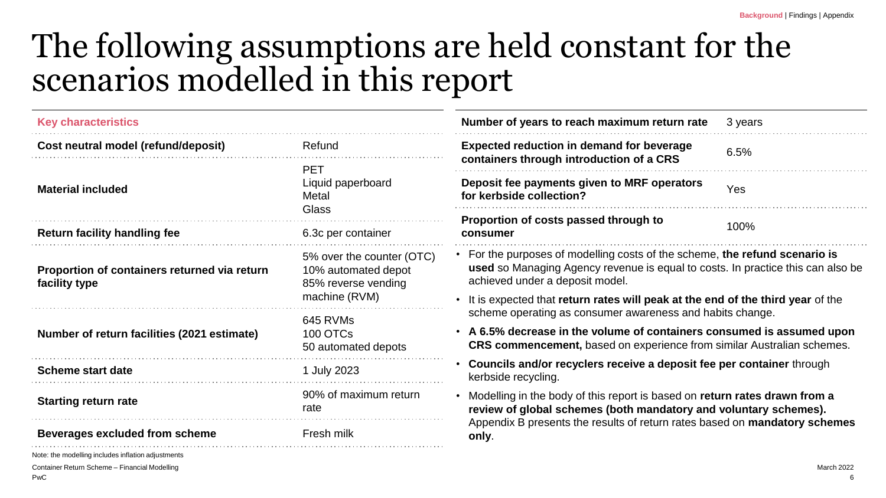# The following assumptions are held constant for the scenarios modelled in this report

| Key characteristics | |
|---|---|
| **Cost neutral model (refund/deposit)** | Refund |
| **Material included** | PET<br>Liquid paperboard<br>Metal<br>Glass |
| **Return facility handling fee** | 6.3c per container |
| **Proportion of containers returned via return facility type** | 5% over the counter (OTC)<br>10% automated depot<br>85% reverse vending machine (RVM) |
| **Number of return facilities (2021 estimate)** | 645 RVMs<br>100 OTCs<br>50 automated depots |
| **Scheme start date** | 1 July 2023 |
| **Starting return rate** | 90% of maximum return rate |
| **Beverages excluded from scheme** | Fresh milk |

Note: the modelling includes inflation adjustments

| | |
|---|---|
| **Number of years to reach maximum return rate** | 3 years |
| **Expected reduction in demand for beverage containers through introduction of a CRS** | 6.5% |
| **Deposit fee payments given to MRF operators for kerbside collection?** | Yes |
| **Proportion of costs passed through to consumer** | 100% |

- For the purposes of modelling costs of the scheme, **the refund scenario is used** so Managing Agency revenue is equal to costs. In practice this can also be achieved under a deposit model.
- It is expected that **return rates will peak at the end of the third year** of the scheme operating as consumer awareness and habits change.
- **A 6.5% decrease in the volume of containers consumed is assumed upon CRS commencement,** based on experience from similar Australian schemes.
- **Councils and/or recyclers receive a deposit fee per container** through kerbside recycling.
- Modelling in the body of this report is based on **return rates drawn from a review of global schemes (both mandatory and voluntary schemes).** Appendix B presents the results of return rates based on **mandatory schemes only**.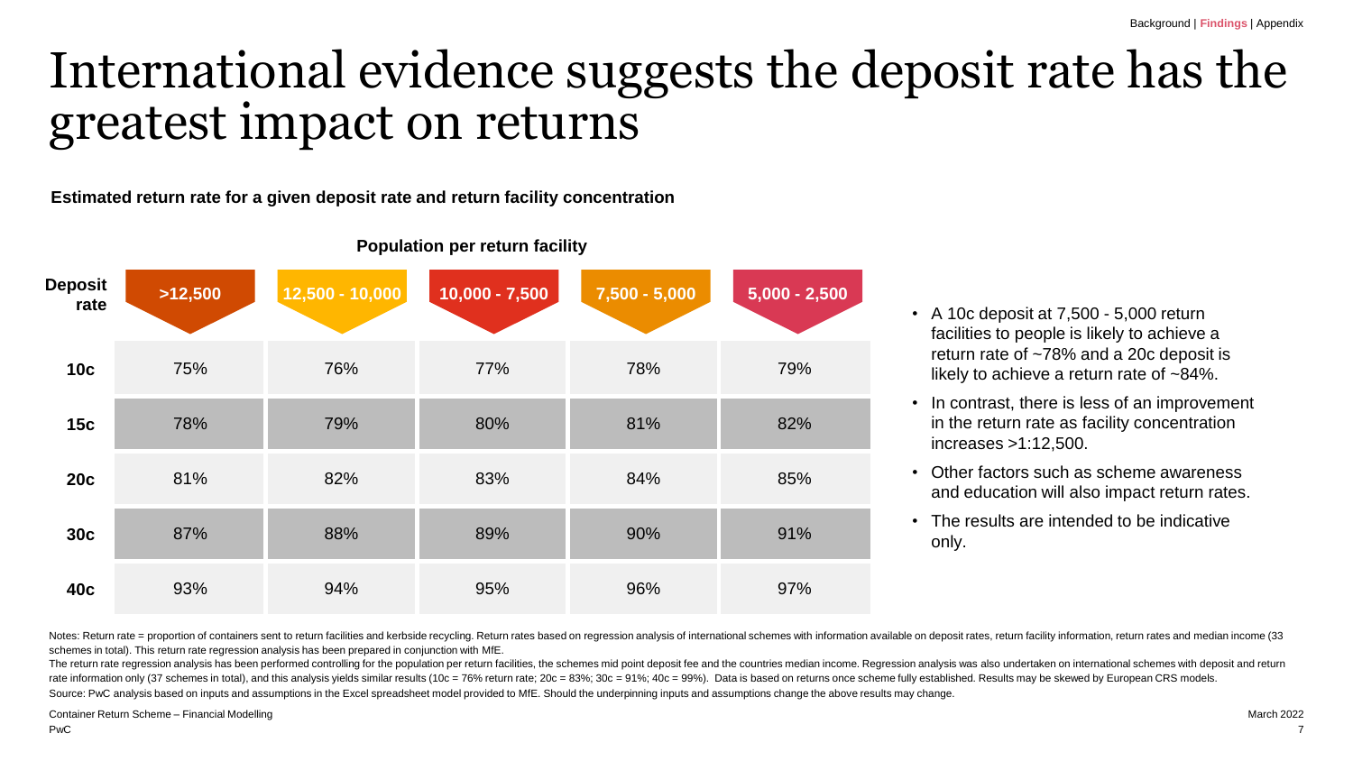# International evidence suggests the deposit rate has the greatest impact on returns

**Estimated return rate for a given deposit rate and return facility concentration**

| Deposit rate | Population per return facility: >12,500 | 12,500 - 10,000 | 10,000 - 7,500 | 7,500 - 5,000 | 5,000 - 2,500 |
|---|---|---|---|---|---|
| **10c** | 75% | 76% | 77% | 78% | 79% |
| **15c** | 78% | 79% | 80% | 81% | 82% |
| **20c** | 81% | 82% | 83% | 84% | 85% |
| **30c** | 87% | 88% | 89% | 90% | 91% |
| **40c** | 93% | 94% | 95% | 96% | 97% |

- A 10c deposit at 7,500 - 5,000 return facilities to people is likely to achieve a return rate of ~78% and a 20c deposit is likely to achieve a return rate of ~84%.
- In contrast, there is less of an improvement in the return rate as facility concentration increases >1:12,500.
- Other factors such as scheme awareness and education will also impact return rates.
- The results are intended to be indicative only.

Notes: Return rate = proportion of containers sent to return facilities and kerbside recycling. Return rates based on regression analysis of international schemes with information available on deposit rates, return facility information, return rates and median income (33 schemes in total). This return rate regression analysis has been prepared in conjunction with MfE.

The return rate regression analysis has been performed controlling for the population per return facilities, the schemes mid point deposit fee and the countries median income. Regression analysis was also undertaken on international schemes with deposit and return rate information only (37 schemes in total), and this analysis yields similar results (10c = 76% return rate; 20c = 83%; 30c = 91%; 40c = 99%). Data is based on returns once scheme fully established. Results may be skewed by European CRS models.

Source: PwC analysis based on inputs and assumptions in the Excel spreadsheet model provided to MfE. Should the underpinning inputs and assumptions change the above results may change.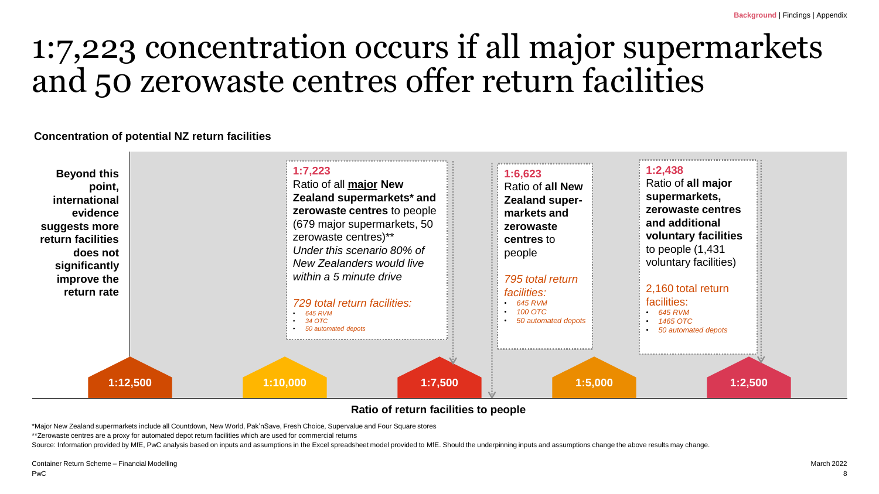# 1:7,223 concentration occurs if all major supermarkets and 50 zerowaste centres offer return facilities

**Concentration of potential NZ return facilities**

**Beyond this point, international evidence suggests more return facilities does not significantly improve the return rate**

**1:7,223**
Ratio of all **major New Zealand supermarkets* and zerowaste centres** to people (679 major supermarkets, 50 zerowaste centres)**
*Under this scenario 80% of New Zealanders would live within a 5 minute drive*

*729 total return facilities:*
- *645 RVM*
- *34 OTC*
- *50 automated depots*

**1:6,623**
Ratio of **all New Zealand super-markets and zerowaste centres** to people

*795 total return facilities:*
- *645 RVM*
- *100 OTC*
- *50 automated depots*

**1:2,438**
Ratio of **all major supermarkets, zerowaste centres and additional voluntary facilities** to people (1,431 voluntary facilities)

2,160 total return facilities:
- *645 RVM*
- *1465 OTC*
- *50 automated depots*

**1:12,500** | **1:10,000** | **1:7,500** | **1:5,000** | **1:2,500**

**Ratio of return facilities to people**

*Major New Zealand supermarkets include all Countdown, New World, Pak'nSave, Fresh Choice, Supervalue and Four Square stores

**Zerowaste centres are a proxy for automated depot return facilities which are used for commercial returns

Source: Information provided by MfE, PwC analysis based on inputs and assumptions in the Excel spreadsheet model provided to MfE. Should the underpinning inputs and assumptions change the above results may change.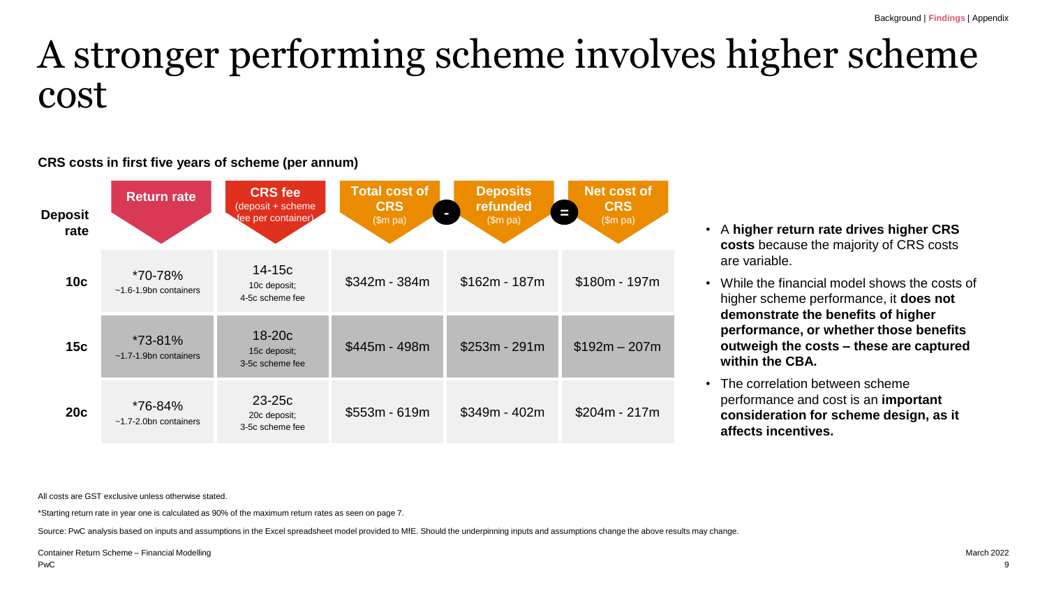# A stronger performing scheme involves higher scheme cost

**CRS costs in first five years of scheme (per annum)**

| Deposit rate | Return rate | CRS fee (deposit + scheme fee per container) | Total cost of CRS ($m pa) | - | Deposits refunded ($m pa) | = | Net cost of CRS ($m pa) |
|---|---|---|---|---|---|---|---|
| **10c** | *70-78% ~1.6-1.9bn containers | 14-15c 10c deposit; 4-5c scheme fee | $342m - 384m | | $162m - 187m | | $180m - 197m |
| **15c** | *73-81% ~1.7-1.9bn containers | 18-20c 15c deposit; 3-5c scheme fee | $445m - 498m | | $253m - 291m | | $192m – 207m |
| **20c** | *76-84% ~1.7-2.0bn containers | 23-25c 20c deposit; 3-5c scheme fee | $553m - 619m | | $349m - 402m | | $204m - 217m |

- A **higher return rate drives higher CRS costs** because the majority of CRS costs are variable.
- While the financial model shows the costs of higher scheme performance, it **does not demonstrate the benefits of higher performance, or whether those benefits outweigh the costs – these are captured within the CBA.**
- The correlation between scheme performance and cost is an **important consideration for scheme design, as it affects incentives.**

All costs are GST exclusive unless otherwise stated.

*Starting return rate in year one is calculated as 90% of the maximum return rates as seen on page 7.

Source: PwC analysis based on inputs and assumptions in the Excel spreadsheet model provided to MfE. Should the underpinning inputs and assumptions change the above results may change.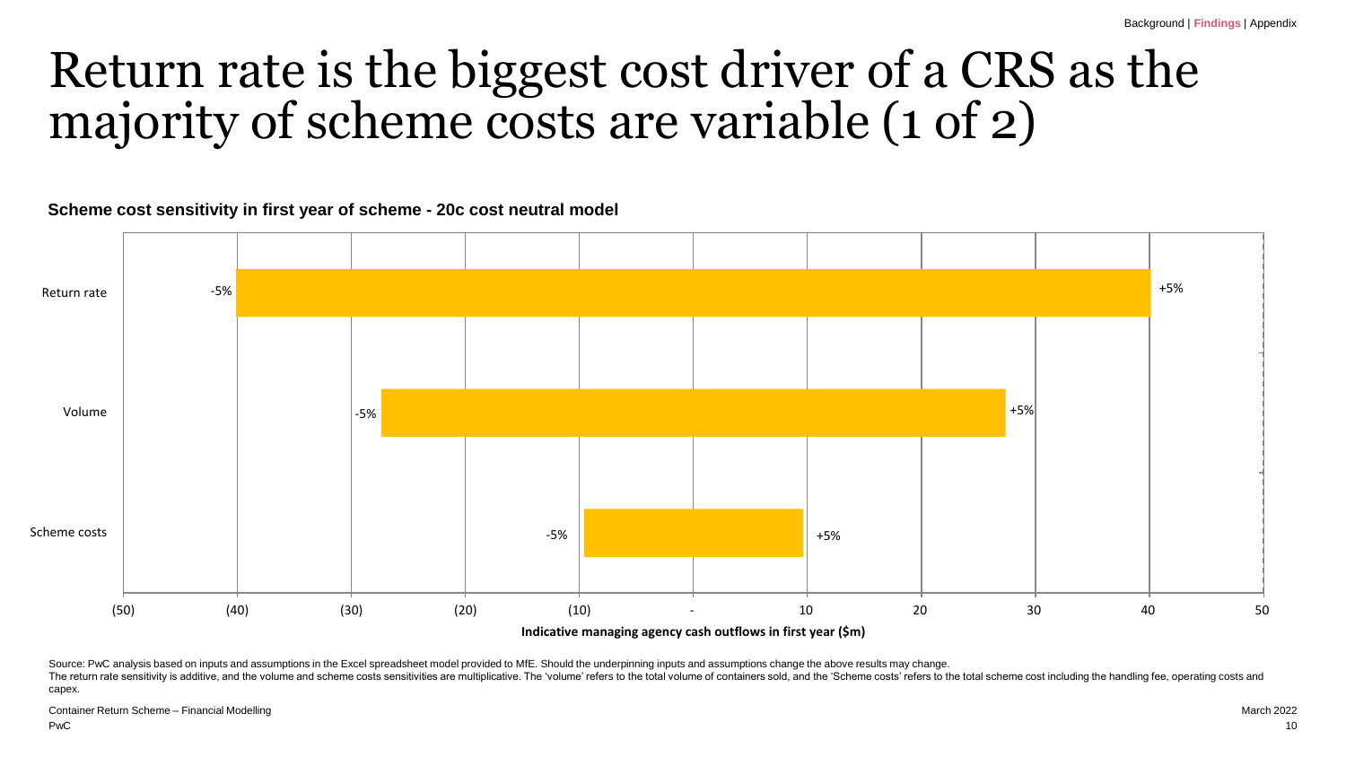# Return rate is the biggest cost driver of a CRS as the majority of scheme costs are variable (1 of 2)

**Scheme cost sensitivity in first year of scheme - 20c cost neutral model**

| | -5% | +5% |
|---|---|---|
| Return rate | (40) | 40 |
| Volume | (27) | 27 |
| Scheme costs | (10) | 10 |

Indicative managing agency cash outflows in first year ($m)

Source: PwC analysis based on inputs and assumptions in the Excel spreadsheet model provided to MfE. Should the underpinning inputs and assumptions change the above results may change.

The return rate sensitivity is additive, and the volume and scheme costs sensitivities are multiplicative. The 'volume' refers to the total volume of containers sold, and the 'Scheme costs' refers to the total scheme cost including the handling fee, operating costs and capex.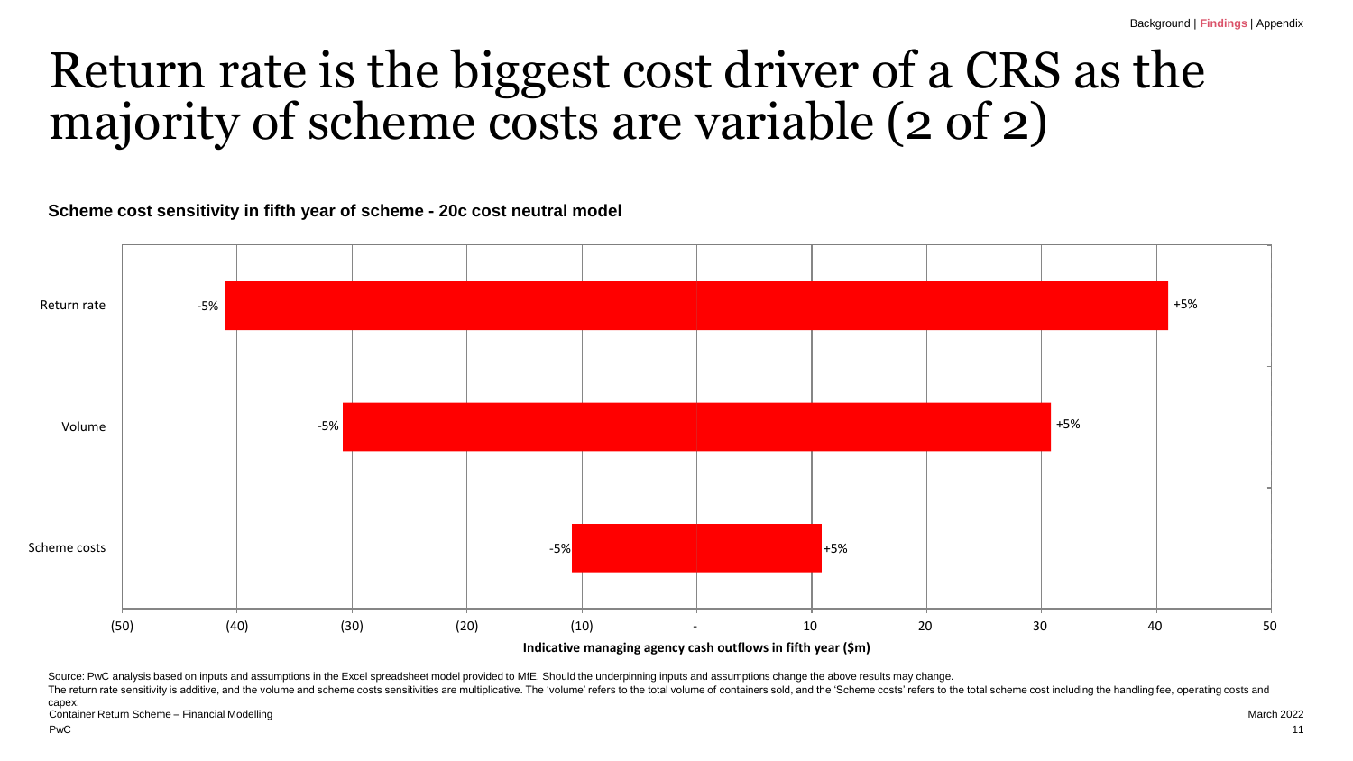# Return rate is the biggest cost driver of a CRS as the majority of scheme costs are variable (2 of 2)

**Scheme cost sensitivity in fifth year of scheme - 20c cost neutral model**

| | -5% | +5% |
|---|---|---|
| Return rate | -5% | +5% |
| Volume | -5% | +5% |
| Scheme costs | -5% | +5% |

Indicative managing agency cash outflows in fifth year ($m)

Source: PwC analysis based on inputs and assumptions in the Excel spreadsheet model provided to MfE. Should the underpinning inputs and assumptions change the above results may change.

The return rate sensitivity is additive, and the volume and scheme costs sensitivities are multiplicative. The 'volume' refers to the total volume of containers sold, and the 'Scheme costs' refers to the total scheme cost including the handling fee, operating costs and capex.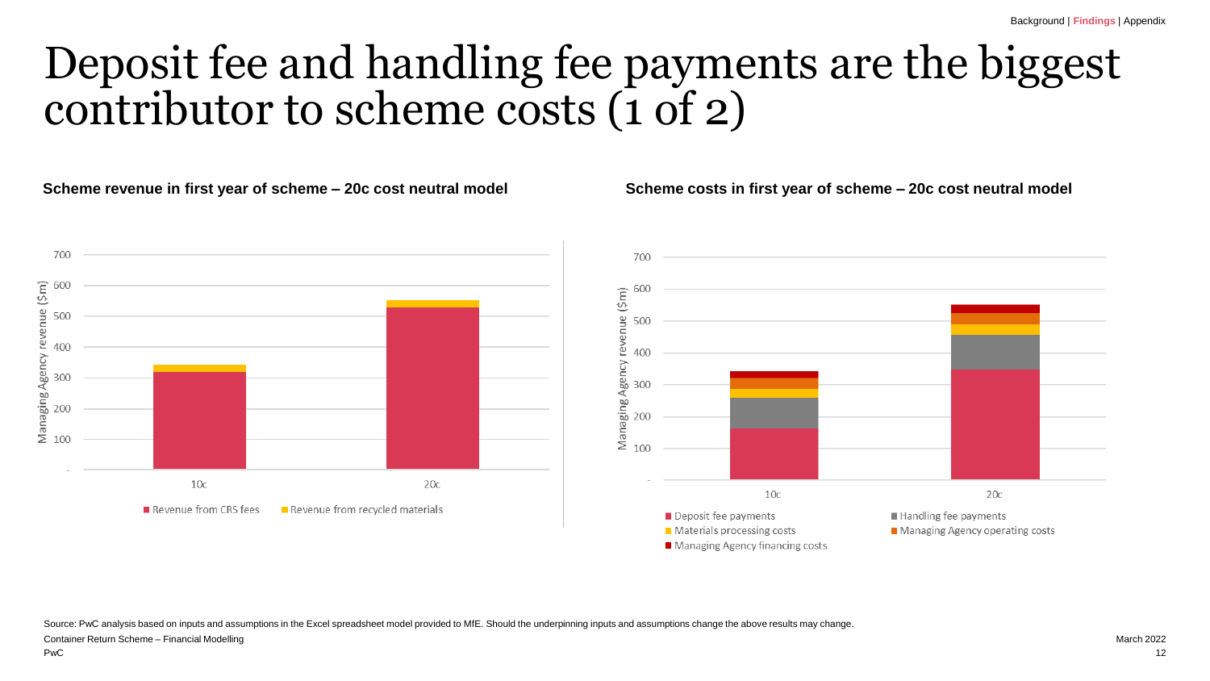# Deposit fee and handling fee payments are the biggest contributor to scheme costs (1 of 2)

**Scheme revenue in first year of scheme – 20c cost neutral model**

Managing Agency revenue ($m)

700
600
500
400
300
200
100
-

10c 20c

Revenue from CRS fees | Revenue from recycled materials

**Scheme costs in first year of scheme – 20c cost neutral model**

Managing Agency revenue ($m)

700
600
500
400
300
200
100
-

10c 20c

Deposit fee payments | Handling fee payments | Materials processing costs | Managing Agency operating costs | Managing Agency financing costs

Source: PwC analysis based on inputs and assumptions in the Excel spreadsheet model provided to MfE. Should the underpinning inputs and assumptions change the above results may change.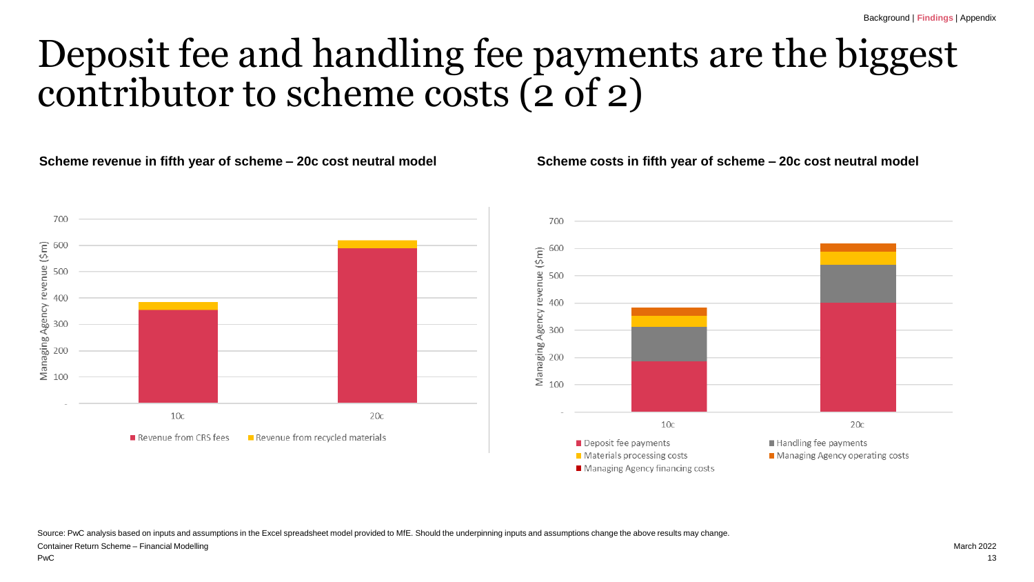# Deposit fee and handling fee payments are the biggest contributor to scheme costs (2 of 2)

**Scheme revenue in fifth year of scheme – 20c cost neutral model**

Managing Agency revenue ($m)

700
600
500
400
300
200
100
-

10c | 20c

■ Revenue from CRS fees ■ Revenue from recycled materials

**Scheme costs in fifth year of scheme – 20c cost neutral model**

Managing Agency revenue ($m)

700
600
500
400
300
200
100
-

10c | 20c

■ Deposit fee payments ■ Handling fee payments
■ Materials processing costs ■ Managing Agency operating costs
■ Managing Agency financing costs

Source: PwC analysis based on inputs and assumptions in the Excel spreadsheet model provided to MfE. Should the underpinning inputs and assumptions change the above results may change.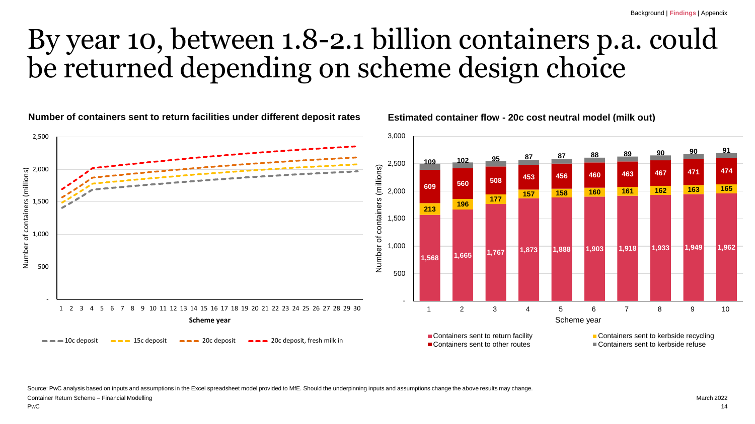# By year 10, between 1.8-2.1 billion containers p.a. could be returned depending on scheme design choice

**Number of containers sent to return facilities under different deposit rates**

Number of containers (millions): 2,500; 2,000; 1,500; 1,000; 500; -

Scheme year: 1–30

Legend: 10c deposit; 15c deposit; 20c deposit; 20c deposit, fresh milk in

**Estimated container flow - 20c cost neutral model (milk out)**

Number of containers (millions)

| Scheme year | Containers sent to return facility | Containers sent to kerbside recycling | Containers sent to other routes | Containers sent to kerbside refuse |
|---|---|---|---|---|
| 1 | 1,568 | 213 | 609 | 109 |
| 2 | 1,665 | 196 | 560 | 102 |
| 3 | 1,767 | 177 | 508 | 95 |
| 4 | 1,873 | 157 | 453 | 87 |
| 5 | 1,888 | 158 | 456 | 87 |
| 6 | 1,903 | 160 | 460 | 88 |
| 7 | 1,918 | 161 | 463 | 89 |
| 8 | 1,933 | 162 | 467 | 90 |
| 9 | 1,949 | 163 | 471 | 90 |
| 10 | 1,962 | 165 | 474 | 91 |

Source: PwC analysis based on inputs and assumptions in the Excel spreadsheet model provided to MfE. Should the underpinning inputs and assumptions change the above results may change.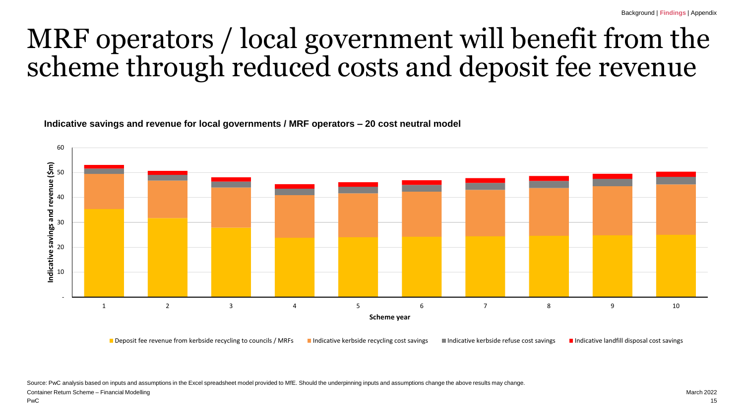# MRF operators / local government will benefit from the scheme through reduced costs and deposit fee revenue

**Indicative savings and revenue for local governments / MRF operators – 20 cost neutral model**

Indicative savings and revenue ($m)

60
50
40
30
20
10
-

1 2 3 4 5 6 7 8 9 10

**Scheme year**

■ Deposit fee revenue from kerbside recycling to councils / MRFs ■ Indicative kerbside recycling cost savings ■ Indicative kerbside refuse cost savings ■ Indicative landfill disposal cost savings

Source: PwC analysis based on inputs and assumptions in the Excel spreadsheet model provided to MfE. Should the underpinning inputs and assumptions change the above results may change.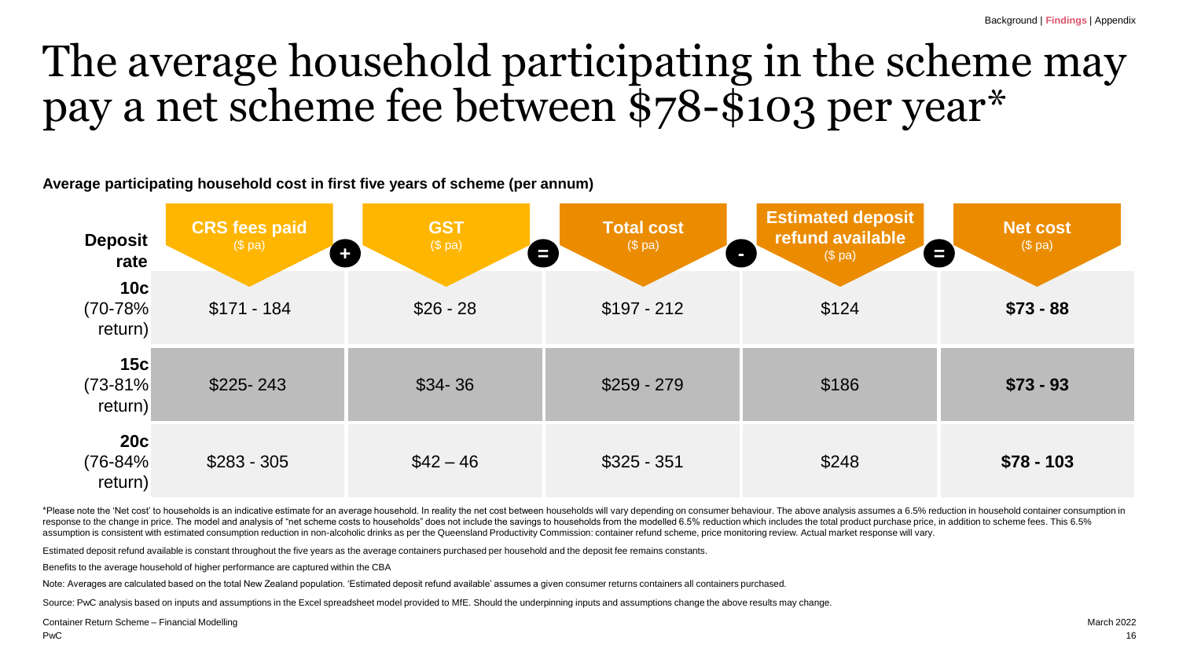# The average household participating in the scheme may pay a net scheme fee between $78-$103 per year*

**Average participating household cost in first five years of scheme (per annum)**

| Deposit rate | CRS fees paid ($ pa) | + | GST ($ pa) | = | Total cost ($ pa) | - | Estimated deposit refund available ($ pa) | = | Net cost ($ pa) |
|---|---|---|---|---|---|---|---|---|---|
| **10c** (70-78% return) | $171 - 184 | | $26 - 28 | | $197 - 212 | | $124 | | **$73 - 88** |
| **15c** (73-81% return) | $225- 243 | | $34- 36 | | $259 - 279 | | $186 | | **$73 - 93** |
| **20c** (76-84% return) | $283 - 305 | | $42 – 46 | | $325 - 351 | | $248 | | **$78 - 103** |

*Please note the 'Net cost' to households is an indicative estimate for an average household. In reality the net cost between households will vary depending on consumer behaviour. The above analysis assumes a 6.5% reduction in household container consumption in response to the change in price. The model and analysis of "net scheme costs to households" does not include the savings to households from the modelled 6.5% reduction which includes the total product purchase price, in addition to scheme fees. This 6.5% assumption is consistent with estimated consumption reduction in non-alcoholic drinks as per the Queensland Productivity Commission: container refund scheme, price monitoring review. Actual market response will vary.

Estimated deposit refund available is constant throughout the five years as the average containers purchased per household and the deposit fee remains constants.

Benefits to the average household of higher performance are captured within the CBA

Note: Averages are calculated based on the total New Zealand population. 'Estimated deposit refund available' assumes a given consumer returns containers all containers purchased.

Source: PwC analysis based on inputs and assumptions in the Excel spreadsheet model provided to MfE. Should the underpinning inputs and assumptions change the above results may change.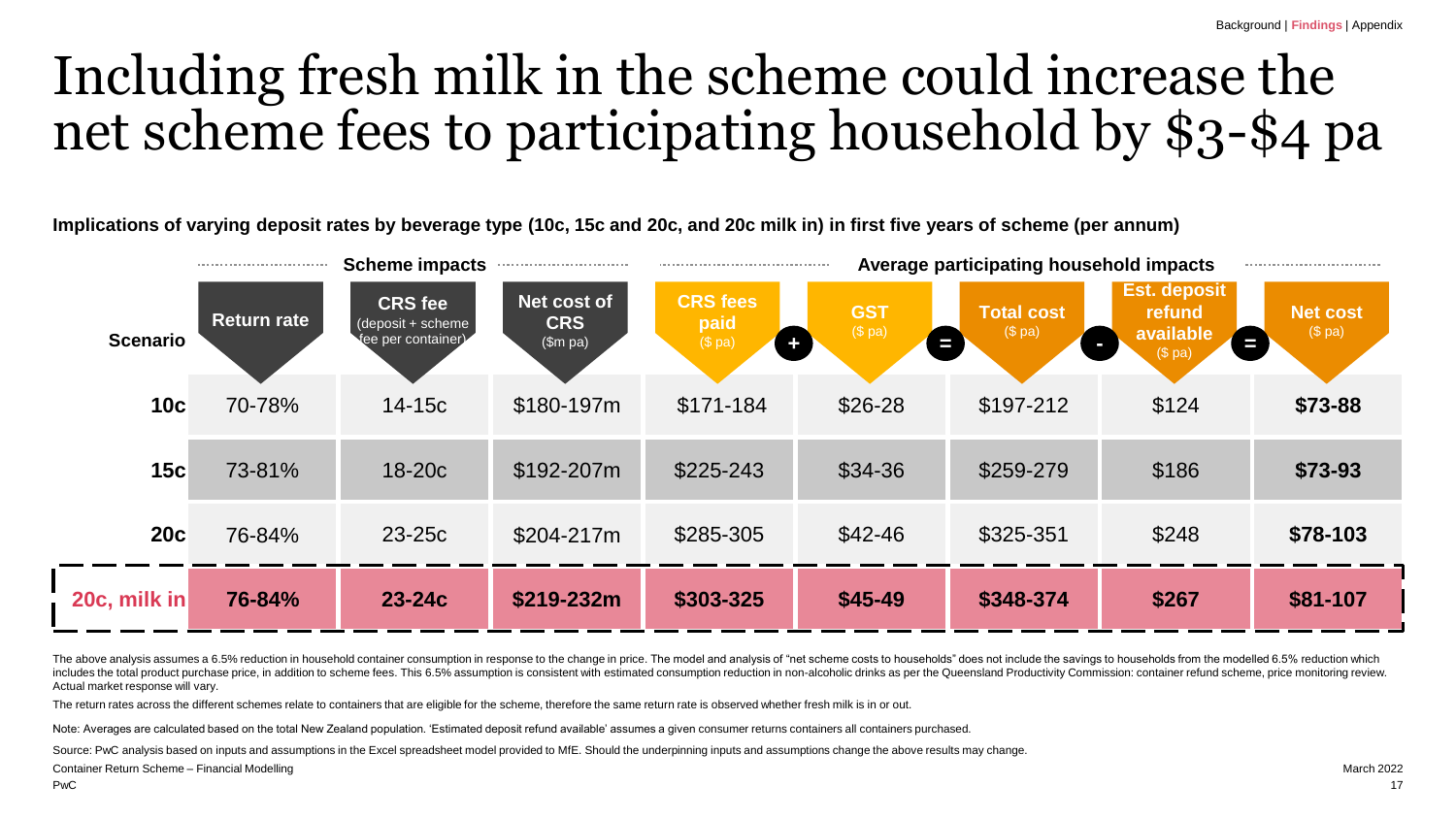# Including fresh milk in the scheme could increase the net scheme fees to participating household by $3-$4 pa

**Implications of varying deposit rates by beverage type (10c, 15c and 20c, and 20c milk in) in first five years of scheme (per annum)**

| | Scheme impacts | | | Average participating household impacts | | | | |
|---|---|---|---|---|---|---|---|---|
| **Scenario** | **Return rate** | **CRS fee** (deposit + scheme fee per container) | **Net cost of CRS** ($m pa) | **CRS fees paid** ($ pa) + | **GST** ($ pa) = | **Total cost** ($ pa) - | **Est. deposit refund available** ($ pa) = | **Net cost** ($ pa) |
| **10c** | 70-78% | 14-15c | $180-197m | $171-184 | $26-28 | $197-212 | $124 | **$73-88** |
| **15c** | 73-81% | 18-20c | $192-207m | $225-243 | $34-36 | $259-279 | $186 | **$73-93** |
| **20c** | 76-84% | 23-25c | $204-217m | $285-305 | $42-46 | $325-351 | $248 | **$78-103** |
| **20c, milk in** | **76-84%** | **23-24c** | **$219-232m** | **$303-325** | **$45-49** | **$348-374** | **$267** | **$81-107** |

The above analysis assumes a 6.5% reduction in household container consumption in response to the change in price. The model and analysis of "net scheme costs to households" does not include the savings to households from the modelled 6.5% reduction which includes the total product purchase price, in addition to scheme fees. This 6.5% assumption is consistent with estimated consumption reduction in non-alcoholic drinks as per the Queensland Productivity Commission: container refund scheme, price monitoring review. Actual market response will vary.

The return rates across the different schemes relate to containers that are eligible for the scheme, therefore the same return rate is observed whether fresh milk is in or out.

Note: Averages are calculated based on the total New Zealand population. 'Estimated deposit refund available' assumes a given consumer returns containers all containers purchased.

Source: PwC analysis based on inputs and assumptions in the Excel spreadsheet model provided to MfE. Should the underpinning inputs and assumptions change the above results may change.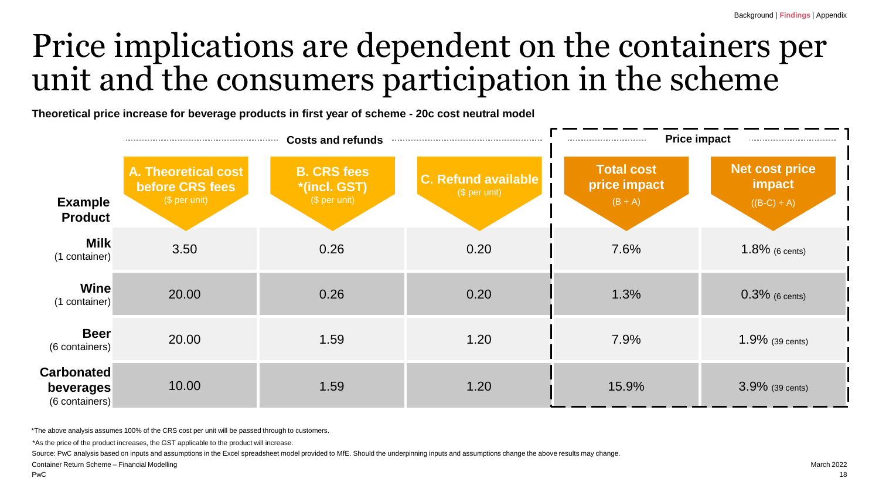# Price implications are dependent on the containers per unit and the consumers participation in the scheme

**Theoretical price increase for beverage products in first year of scheme - 20c cost neutral model**

| | Costs and refunds | | | Price impact | |
|---|---|---|---|---|---|
| **Example Product** | **A. Theoretical cost before CRS fees** ($ per unit) | **B. CRS fees *(incl. GST)** ($ per unit) | **C. Refund available** ($ per unit) | **Total cost price impact** (B ÷ A) | **Net cost price impact** ((B-C) ÷ A) |
| **Milk** (1 container) | 3.50 | 0.26 | 0.20 | 7.6% | 1.8% (6 cents) |
| **Wine** (1 container) | 20.00 | 0.26 | 0.20 | 1.3% | 0.3% (6 cents) |
| **Beer** (6 containers) | 20.00 | 1.59 | 1.20 | 7.9% | 1.9% (39 cents) |
| **Carbonated beverages** (6 containers) | 10.00 | 1.59 | 1.20 | 15.9% | 3.9% (39 cents) |

*The above analysis assumes 100% of the CRS cost per unit will be passed through to customers.

*As the price of the product increases, the GST applicable to the product will increase.

Source: PwC analysis based on inputs and assumptions in the Excel spreadsheet model provided to MfE. Should the underpinning inputs and assumptions change the above results may change.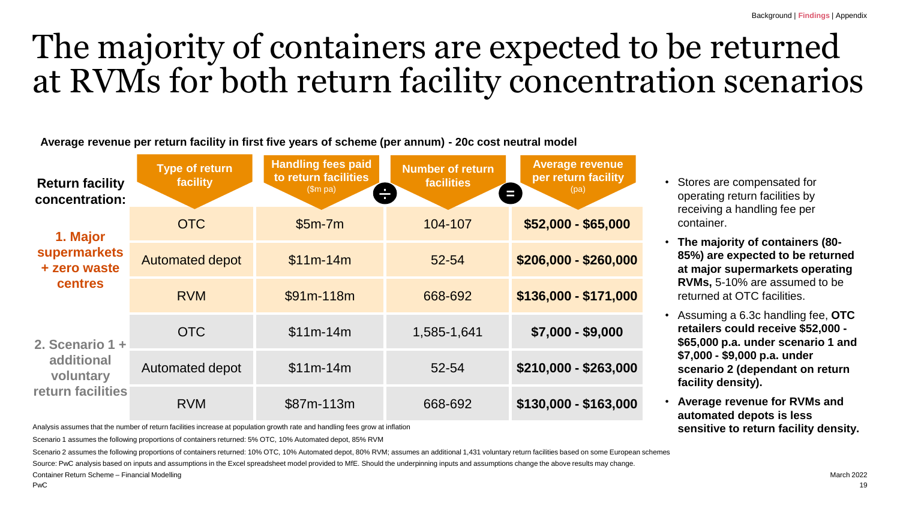# The majority of containers are expected to be returned at RVMs for both return facility concentration scenarios

**Average revenue per return facility in first five years of scheme (per annum) - 20c cost neutral model**

| Return facility concentration: | Type of return facility | Handling fees paid to return facilities ($m pa) ÷ | Number of return facilities = | Average revenue per return facility (pa) |
|---|---|---|---|---|
| 1. Major supermarkets + zero waste centres | OTC | $5m-7m | 104-107 | **$52,000 - $65,000** |
| | Automated depot | $11m-14m | 52-54 | **$206,000 - $260,000** |
| | RVM | $91m-118m | 668-692 | **$136,000 - $171,000** |
| 2. Scenario 1 + additional voluntary return facilities | OTC | $11m-14m | 1,585-1,641 | **$7,000 - $9,000** |
| | Automated depot | $11m-14m | 52-54 | **$210,000 - $263,000** |
| | RVM | $87m-113m | 668-692 | **$130,000 - $163,000** |

Analysis assumes that the number of return facilities increase at population growth rate and handling fees grow at inflation

Scenario 1 assumes the following proportions of containers returned: 5% OTC, 10% Automated depot, 85% RVM

Scenario 2 assumes the following proportions of containers returned: 10% OTC, 10% Automated depot, 80% RVM; assumes an additional 1,431 voluntary return facilities based on some European schemes

Source: PwC analysis based on inputs and assumptions in the Excel spreadsheet model provided to MfE. Should the underpinning inputs and assumptions change the above results may change.

- Stores are compensated for operating return facilities by receiving a handling fee per container.
- **The majority of containers (80-85%) are expected to be returned at major supermarkets operating RVMs,** 5-10% are assumed to be returned at OTC facilities.
- Assuming a 6.3c handling fee, **OTC retailers could receive $52,000 - $65,000 p.a. under scenario 1 and $7,000 - $9,000 p.a. under scenario 2 (dependant on return facility density).**
- **Average revenue for RVMs and automated depots is less sensitive to return facility density.**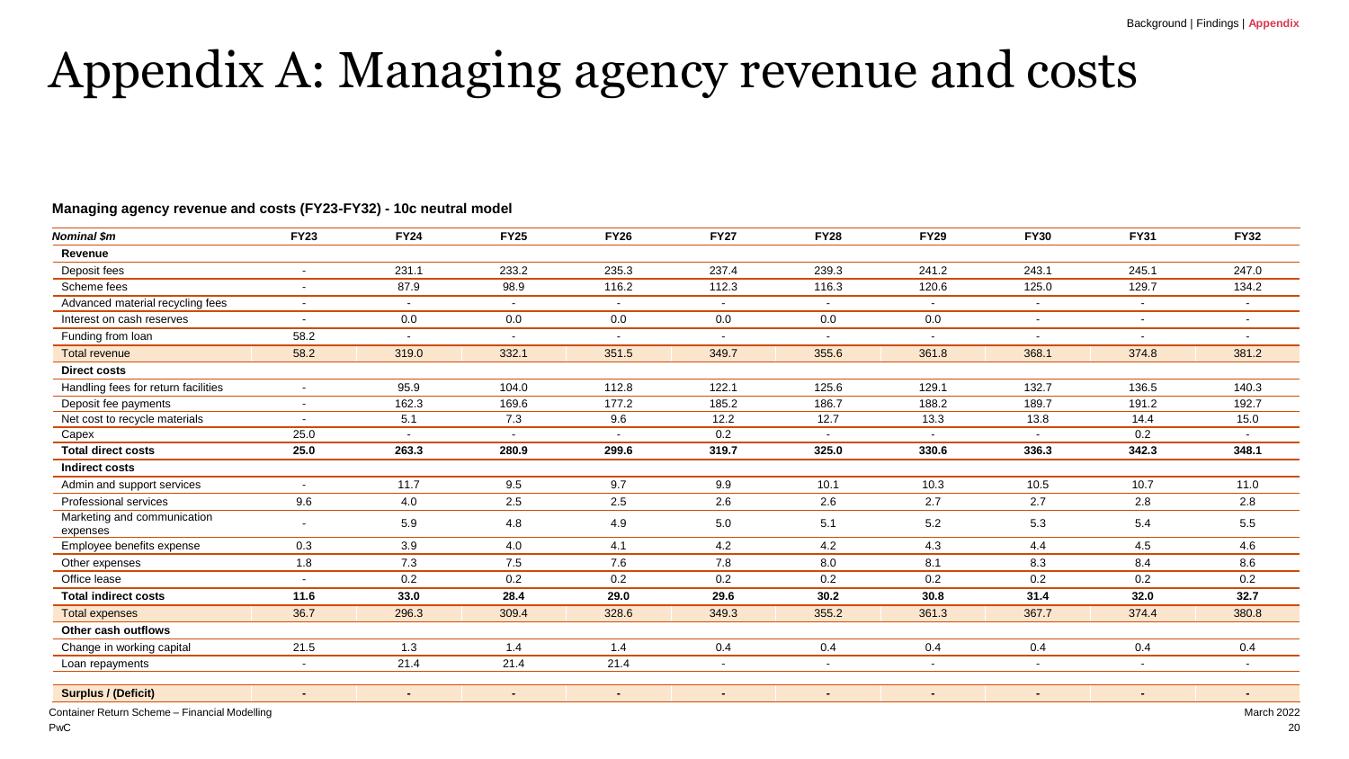# Appendix A: Managing agency revenue and costs

**Managing agency revenue and costs (FY23-FY32) - 10c neutral model**

| *Nominal $m* | FY23 | FY24 | FY25 | FY26 | FY27 | FY28 | FY29 | FY30 | FY31 | FY32 |
|---|---|---|---|---|---|---|---|---|---|---|
| **Revenue** | | | | | | | | | | |
| Deposit fees | - | 231.1 | 233.2 | 235.3 | 237.4 | 239.3 | 241.2 | 243.1 | 245.1 | 247.0 |
| Scheme fees | - | 87.9 | 98.9 | 116.2 | 112.3 | 116.3 | 120.6 | 125.0 | 129.7 | 134.2 |
| Advanced material recycling fees | - | - | - | - | - | - | - | - | - | - |
| Interest on cash reserves | - | 0.0 | 0.0 | 0.0 | 0.0 | 0.0 | 0.0 | - | - | - |
| Funding from loan | 58.2 | - | - | - | - | - | - | - | - | - |
| Total revenue | 58.2 | 319.0 | 332.1 | 351.5 | 349.7 | 355.6 | 361.8 | 368.1 | 374.8 | 381.2 |
| **Direct costs** | | | | | | | | | | |
| Handling fees for return facilities | - | 95.9 | 104.0 | 112.8 | 122.1 | 125.6 | 129.1 | 132.7 | 136.5 | 140.3 |
| Deposit fee payments | - | 162.3 | 169.6 | 177.2 | 185.2 | 186.7 | 188.2 | 189.7 | 191.2 | 192.7 |
| Net cost to recycle materials | - | 5.1 | 7.3 | 9.6 | 12.2 | 12.7 | 13.3 | 13.8 | 14.4 | 15.0 |
| Capex | 25.0 | - | - | - | 0.2 | - | - | - | 0.2 | - |
| **Total direct costs** | **25.0** | **263.3** | **280.9** | **299.6** | **319.7** | **325.0** | **330.6** | **336.3** | **342.3** | **348.1** |
| **Indirect costs** | | | | | | | | | | |
| Admin and support services | - | 11.7 | 9.5 | 9.7 | 9.9 | 10.1 | 10.3 | 10.5 | 10.7 | 11.0 |
| Professional services | 9.6 | 4.0 | 2.5 | 2.5 | 2.6 | 2.6 | 2.7 | 2.7 | 2.8 | 2.8 |
| Marketing and communication expenses | - | 5.9 | 4.8 | 4.9 | 5.0 | 5.1 | 5.2 | 5.3 | 5.4 | 5.5 |
| Employee benefits expense | 0.3 | 3.9 | 4.0 | 4.1 | 4.2 | 4.2 | 4.3 | 4.4 | 4.5 | 4.6 |
| Other expenses | 1.8 | 7.3 | 7.5 | 7.6 | 7.8 | 8.0 | 8.1 | 8.3 | 8.4 | 8.6 |
| Office lease | - | 0.2 | 0.2 | 0.2 | 0.2 | 0.2 | 0.2 | 0.2 | 0.2 | 0.2 |
| **Total indirect costs** | **11.6** | **33.0** | **28.4** | **29.0** | **29.6** | **30.2** | **30.8** | **31.4** | **32.0** | **32.7** |
| Total expenses | 36.7 | 296.3 | 309.4 | 328.6 | 349.3 | 355.2 | 361.3 | 367.7 | 374.4 | 380.8 |
| **Other cash outflows** | | | | | | | | | | |
| Change in working capital | 21.5 | 1.3 | 1.4 | 1.4 | 0.4 | 0.4 | 0.4 | 0.4 | 0.4 | 0.4 |
| Loan repayments | - | 21.4 | 21.4 | 21.4 | - | - | - | - | - | - |
| **Surplus / (Deficit)** | **-** | **-** | **-** | **-** | **-** | **-** | **-** | **-** | **-** | **-** |

Container Return Scheme – Financial Modelling

PwC

March 2022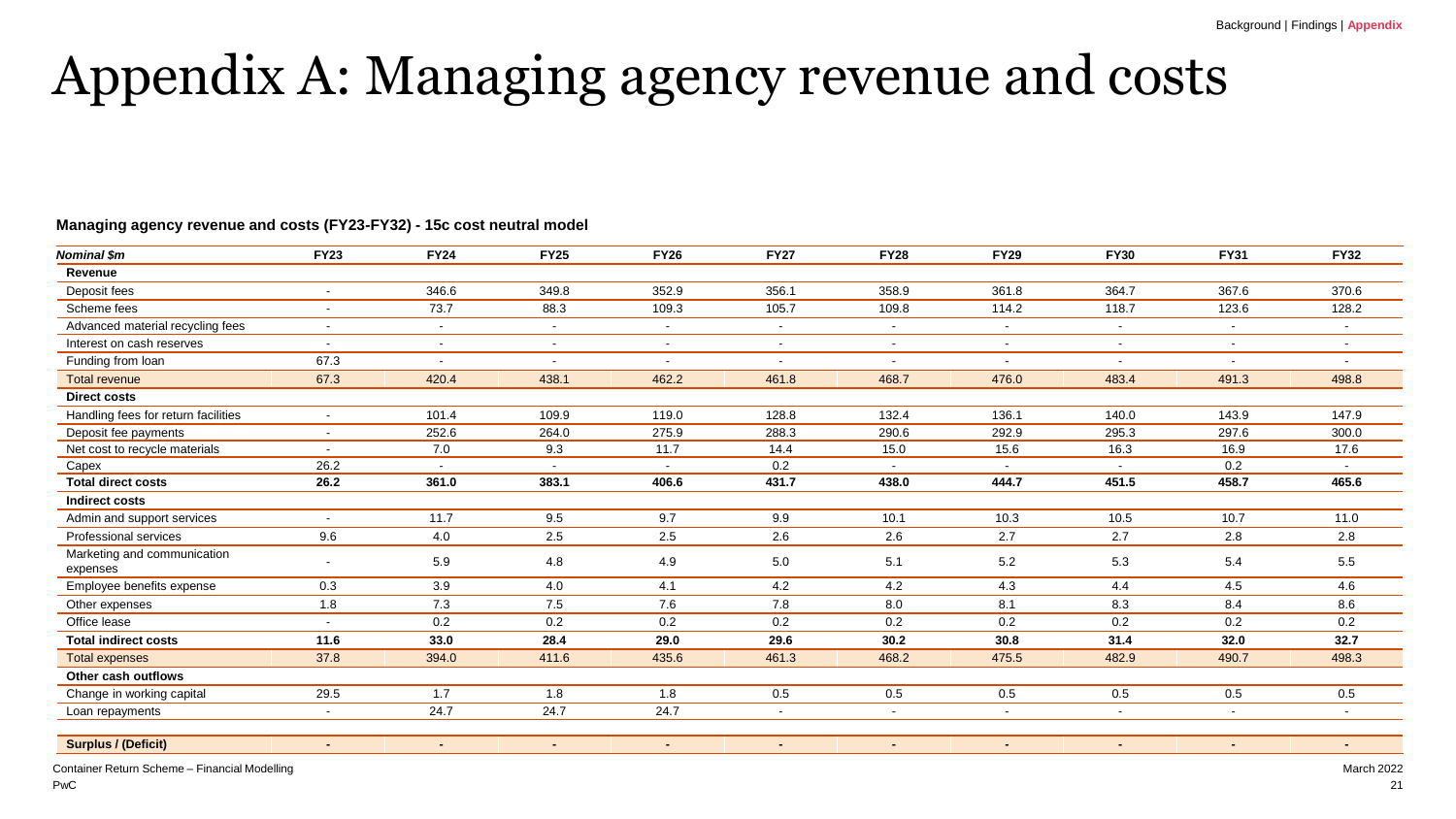# Appendix A: Managing agency revenue and costs

**Managing agency revenue and costs (FY23-FY32) - 15c cost neutral model**

| *Nominal $m* | FY23 | FY24 | FY25 | FY26 | FY27 | FY28 | FY29 | FY30 | FY31 | FY32 |
|---|---|---|---|---|---|---|---|---|---|---|
| **Revenue** | | | | | | | | | | |
| Deposit fees | - | 346.6 | 349.8 | 352.9 | 356.1 | 358.9 | 361.8 | 364.7 | 367.6 | 370.6 |
| Scheme fees | - | 73.7 | 88.3 | 109.3 | 105.7 | 109.8 | 114.2 | 118.7 | 123.6 | 128.2 |
| Advanced material recycling fees | - | - | - | - | - | - | - | - | - | - |
| Interest on cash reserves | - | - | - | - | - | - | - | - | - | - |
| Funding from loan | 67.3 | - | - | - | - | - | - | - | - | - |
| Total revenue | 67.3 | 420.4 | 438.1 | 462.2 | 461.8 | 468.7 | 476.0 | 483.4 | 491.3 | 498.8 |
| **Direct costs** | | | | | | | | | | |
| Handling fees for return facilities | - | 101.4 | 109.9 | 119.0 | 128.8 | 132.4 | 136.1 | 140.0 | 143.9 | 147.9 |
| Deposit fee payments | - | 252.6 | 264.0 | 275.9 | 288.3 | 290.6 | 292.9 | 295.3 | 297.6 | 300.0 |
| Net cost to recycle materials | - | 7.0 | 9.3 | 11.7 | 14.4 | 15.0 | 15.6 | 16.3 | 16.9 | 17.6 |
| Capex | 26.2 | - | - | - | 0.2 | - | - | - | 0.2 | - |
| **Total direct costs** | **26.2** | **361.0** | **383.1** | **406.6** | **431.7** | **438.0** | **444.7** | **451.5** | **458.7** | **465.6** |
| **Indirect costs** | | | | | | | | | | |
| Admin and support services | - | 11.7 | 9.5 | 9.7 | 9.9 | 10.1 | 10.3 | 10.5 | 10.7 | 11.0 |
| Professional services | 9.6 | 4.0 | 2.5 | 2.5 | 2.6 | 2.6 | 2.7 | 2.7 | 2.8 | 2.8 |
| Marketing and communication expenses | - | 5.9 | 4.8 | 4.9 | 5.0 | 5.1 | 5.2 | 5.3 | 5.4 | 5.5 |
| Employee benefits expense | 0.3 | 3.9 | 4.0 | 4.1 | 4.2 | 4.2 | 4.3 | 4.4 | 4.5 | 4.6 |
| Other expenses | 1.8 | 7.3 | 7.5 | 7.6 | 7.8 | 8.0 | 8.1 | 8.3 | 8.4 | 8.6 |
| Office lease | - | 0.2 | 0.2 | 0.2 | 0.2 | 0.2 | 0.2 | 0.2 | 0.2 | 0.2 |
| **Total indirect costs** | **11.6** | **33.0** | **28.4** | **29.0** | **29.6** | **30.2** | **30.8** | **31.4** | **32.0** | **32.7** |
| Total expenses | 37.8 | 394.0 | 411.6 | 435.6 | 461.3 | 468.2 | 475.5 | 482.9 | 490.7 | 498.3 |
| **Other cash outflows** | | | | | | | | | | |
| Change in working capital | 29.5 | 1.7 | 1.8 | 1.8 | 0.5 | 0.5 | 0.5 | 0.5 | 0.5 | 0.5 |
| Loan repayments | - | 24.7 | 24.7 | 24.7 | - | - | - | - | - | - |
| **Surplus / (Deficit)** | **-** | **-** | **-** | **-** | **-** | **-** | **-** | **-** | **-** | **-** |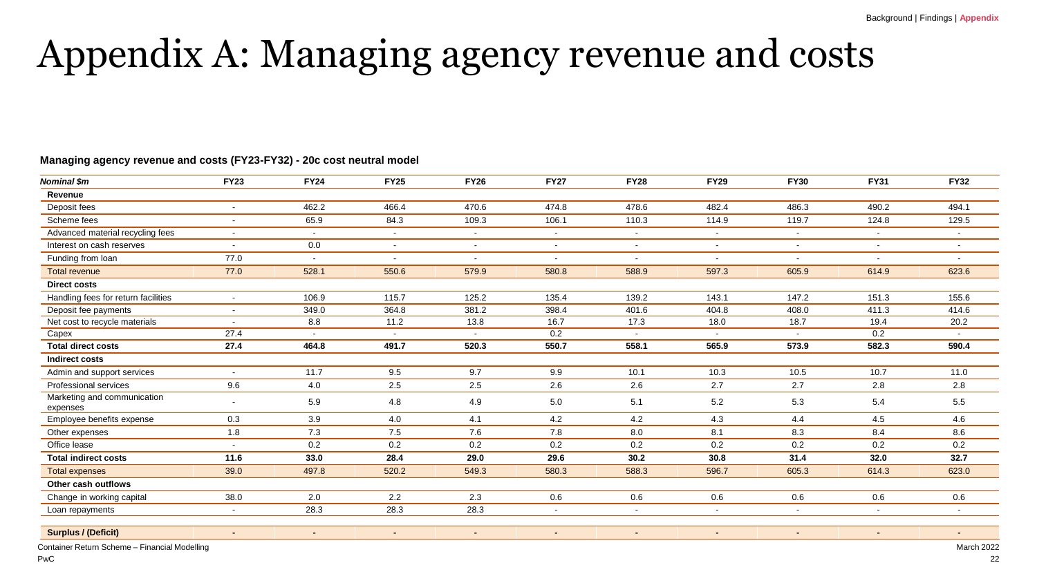# Appendix A: Managing agency revenue and costs

**Managing agency revenue and costs (FY23-FY32) - 20c cost neutral model**

| *Nominal $m* | FY23 | FY24 | FY25 | FY26 | FY27 | FY28 | FY29 | FY30 | FY31 | FY32 |
|---|---|---|---|---|---|---|---|---|---|---|
| **Revenue** | | | | | | | | | | |
| Deposit fees | - | 462.2 | 466.4 | 470.6 | 474.8 | 478.6 | 482.4 | 486.3 | 490.2 | 494.1 |
| Scheme fees | - | 65.9 | 84.3 | 109.3 | 106.1 | 110.3 | 114.9 | 119.7 | 124.8 | 129.5 |
| Advanced material recycling fees | - | - | - | - | - | - | - | - | - | - |
| Interest on cash reserves | - | 0.0 | - | - | - | - | - | - | - | - |
| Funding from loan | 77.0 | - | - | - | - | - | - | - | - | - |
| Total revenue | 77.0 | 528.1 | 550.6 | 579.9 | 580.8 | 588.9 | 597.3 | 605.9 | 614.9 | 623.6 |
| **Direct costs** | | | | | | | | | | |
| Handling fees for return facilities | - | 106.9 | 115.7 | 125.2 | 135.4 | 139.2 | 143.1 | 147.2 | 151.3 | 155.6 |
| Deposit fee payments | - | 349.0 | 364.8 | 381.2 | 398.4 | 401.6 | 404.8 | 408.0 | 411.3 | 414.6 |
| Net cost to recycle materials | - | 8.8 | 11.2 | 13.8 | 16.7 | 17.3 | 18.0 | 18.7 | 19.4 | 20.2 |
| Capex | 27.4 | - | - | - | 0.2 | - | - | - | 0.2 | - |
| **Total direct costs** | **27.4** | **464.8** | **491.7** | **520.3** | **550.7** | **558.1** | **565.9** | **573.9** | **582.3** | **590.4** |
| **Indirect costs** | | | | | | | | | | |
| Admin and support services | - | 11.7 | 9.5 | 9.7 | 9.9 | 10.1 | 10.3 | 10.5 | 10.7 | 11.0 |
| Professional services | 9.6 | 4.0 | 2.5 | 2.5 | 2.6 | 2.6 | 2.7 | 2.7 | 2.8 | 2.8 |
| Marketing and communication expenses | - | 5.9 | 4.8 | 4.9 | 5.0 | 5.1 | 5.2 | 5.3 | 5.4 | 5.5 |
| Employee benefits expense | 0.3 | 3.9 | 4.0 | 4.1 | 4.2 | 4.2 | 4.3 | 4.4 | 4.5 | 4.6 |
| Other expenses | 1.8 | 7.3 | 7.5 | 7.6 | 7.8 | 8.0 | 8.1 | 8.3 | 8.4 | 8.6 |
| Office lease | - | 0.2 | 0.2 | 0.2 | 0.2 | 0.2 | 0.2 | 0.2 | 0.2 | 0.2 |
| **Total indirect costs** | **11.6** | **33.0** | **28.4** | **29.0** | **29.6** | **30.2** | **30.8** | **31.4** | **32.0** | **32.7** |
| Total expenses | 39.0 | 497.8 | 520.2 | 549.3 | 580.3 | 588.3 | 596.7 | 605.3 | 614.3 | 623.0 |
| **Other cash outflows** | | | | | | | | | | |
| Change in working capital | 38.0 | 2.0 | 2.2 | 2.3 | 0.6 | 0.6 | 0.6 | 0.6 | 0.6 | 0.6 |
| Loan repayments | - | 28.3 | 28.3 | 28.3 | - | - | - | - | - | - |
| **Surplus / (Deficit)** | **-** | **-** | **-** | **-** | **-** | **-** | **-** | **-** | **-** | **-** |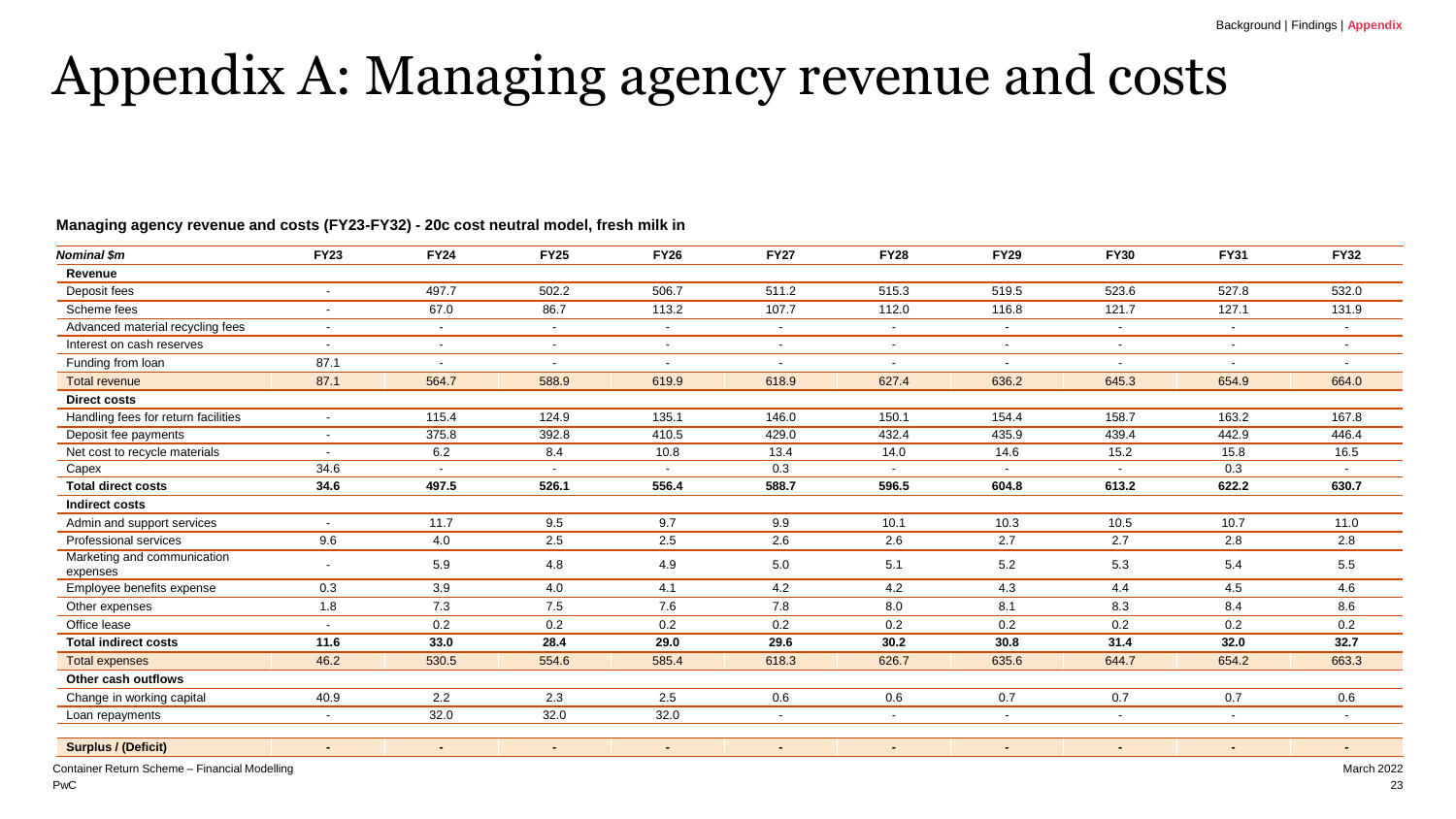# Appendix A: Managing agency revenue and costs

**Managing agency revenue and costs (FY23-FY32) - 20c cost neutral model, fresh milk in**

| *Nominal $m* | FY23 | FY24 | FY25 | FY26 | FY27 | FY28 | FY29 | FY30 | FY31 | FY32 |
|---|---|---|---|---|---|---|---|---|---|---|
| **Revenue** | | | | | | | | | | |
| Deposit fees | - | 497.7 | 502.2 | 506.7 | 511.2 | 515.3 | 519.5 | 523.6 | 527.8 | 532.0 |
| Scheme fees | - | 67.0 | 86.7 | 113.2 | 107.7 | 112.0 | 116.8 | 121.7 | 127.1 | 131.9 |
| Advanced material recycling fees | - | - | - | - | - | - | - | - | - | - |
| Interest on cash reserves | - | - | - | - | - | - | - | - | - | - |
| Funding from loan | 87.1 | - | - | - | - | - | - | - | - | - |
| Total revenue | 87.1 | 564.7 | 588.9 | 619.9 | 618.9 | 627.4 | 636.2 | 645.3 | 654.9 | 664.0 |
| **Direct costs** | | | | | | | | | | |
| Handling fees for return facilities | - | 115.4 | 124.9 | 135.1 | 146.0 | 150.1 | 154.4 | 158.7 | 163.2 | 167.8 |
| Deposit fee payments | - | 375.8 | 392.8 | 410.5 | 429.0 | 432.4 | 435.9 | 439.4 | 442.9 | 446.4 |
| Net cost to recycle materials | - | 6.2 | 8.4 | 10.8 | 13.4 | 14.0 | 14.6 | 15.2 | 15.8 | 16.5 |
| Capex | 34.6 | - | - | - | 0.3 | - | - | - | 0.3 | - |
| **Total direct costs** | **34.6** | **497.5** | **526.1** | **556.4** | **588.7** | **596.5** | **604.8** | **613.2** | **622.2** | **630.7** |
| **Indirect costs** | | | | | | | | | | |
| Admin and support services | - | 11.7 | 9.5 | 9.7 | 9.9 | 10.1 | 10.3 | 10.5 | 10.7 | 11.0 |
| Professional services | 9.6 | 4.0 | 2.5 | 2.5 | 2.6 | 2.6 | 2.7 | 2.7 | 2.8 | 2.8 |
| Marketing and communication expenses | - | 5.9 | 4.8 | 4.9 | 5.0 | 5.1 | 5.2 | 5.3 | 5.4 | 5.5 |
| Employee benefits expense | 0.3 | 3.9 | 4.0 | 4.1 | 4.2 | 4.2 | 4.3 | 4.4 | 4.5 | 4.6 |
| Other expenses | 1.8 | 7.3 | 7.5 | 7.6 | 7.8 | 8.0 | 8.1 | 8.3 | 8.4 | 8.6 |
| Office lease | - | 0.2 | 0.2 | 0.2 | 0.2 | 0.2 | 0.2 | 0.2 | 0.2 | 0.2 |
| **Total indirect costs** | **11.6** | **33.0** | **28.4** | **29.0** | **29.6** | **30.2** | **30.8** | **31.4** | **32.0** | **32.7** |
| Total expenses | 46.2 | 530.5 | 554.6 | 585.4 | 618.3 | 626.7 | 635.6 | 644.7 | 654.2 | 663.3 |
| **Other cash outflows** | | | | | | | | | | |
| Change in working capital | 40.9 | 2.2 | 2.3 | 2.5 | 0.6 | 0.6 | 0.7 | 0.7 | 0.7 | 0.6 |
| Loan repayments | - | 32.0 | 32.0 | 32.0 | - | - | - | - | - | - |
| **Surplus / (Deficit)** | **-** | **-** | **-** | **-** | **-** | **-** | **-** | **-** | **-** | **-** |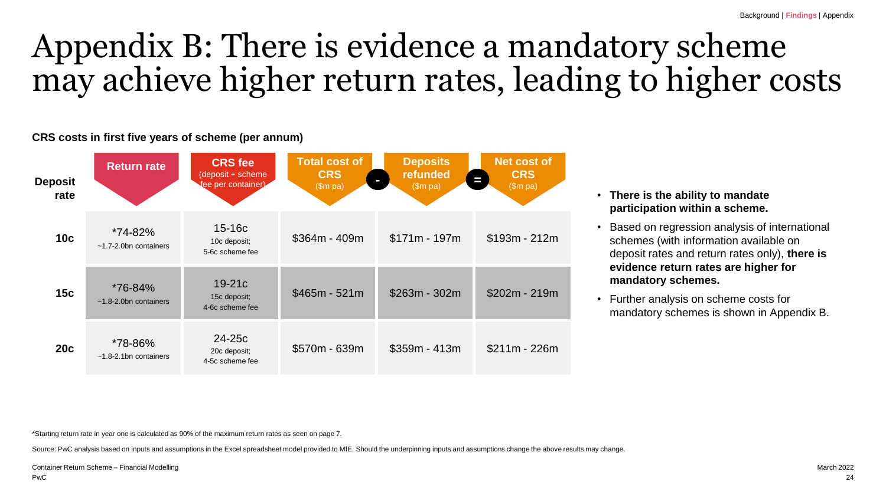# Appendix B: There is evidence a mandatory scheme may achieve higher return rates, leading to higher costs

**CRS costs in first five years of scheme (per annum)**

| Deposit rate | Return rate | CRS fee (deposit + scheme fee per container) | Total cost of CRS ($m pa) | - | Deposits refunded ($m pa) | = | Net cost of CRS ($m pa) |
|---|---|---|---|---|---|---|---|
| **10c** | *74-82% ~1.7-2.0bn containers | 15-16c 10c deposit; 5-6c scheme fee | $364m - 409m | | $171m - 197m | | $193m - 212m |
| **15c** | *76-84% ~1.8-2.0bn containers | 19-21c 15c deposit; 4-6c scheme fee | $465m - 521m | | $263m - 302m | | $202m - 219m |
| **20c** | *78-86% ~1.8-2.1bn containers | 24-25c 20c deposit; 4-5c scheme fee | $570m - 639m | | $359m - 413m | | $211m - 226m |

- **There is the ability to mandate participation within a scheme.**
- Based on regression analysis of international schemes (with information available on deposit rates and return rates only), **there is evidence return rates are higher for mandatory schemes.**
- Further analysis on scheme costs for mandatory schemes is shown in Appendix B.

*Starting return rate in year one is calculated as 90% of the maximum return rates as seen on page 7.

Source: PwC analysis based on inputs and assumptions in the Excel spreadsheet model provided to MfE. Should the underpinning inputs and assumptions change the above results may change.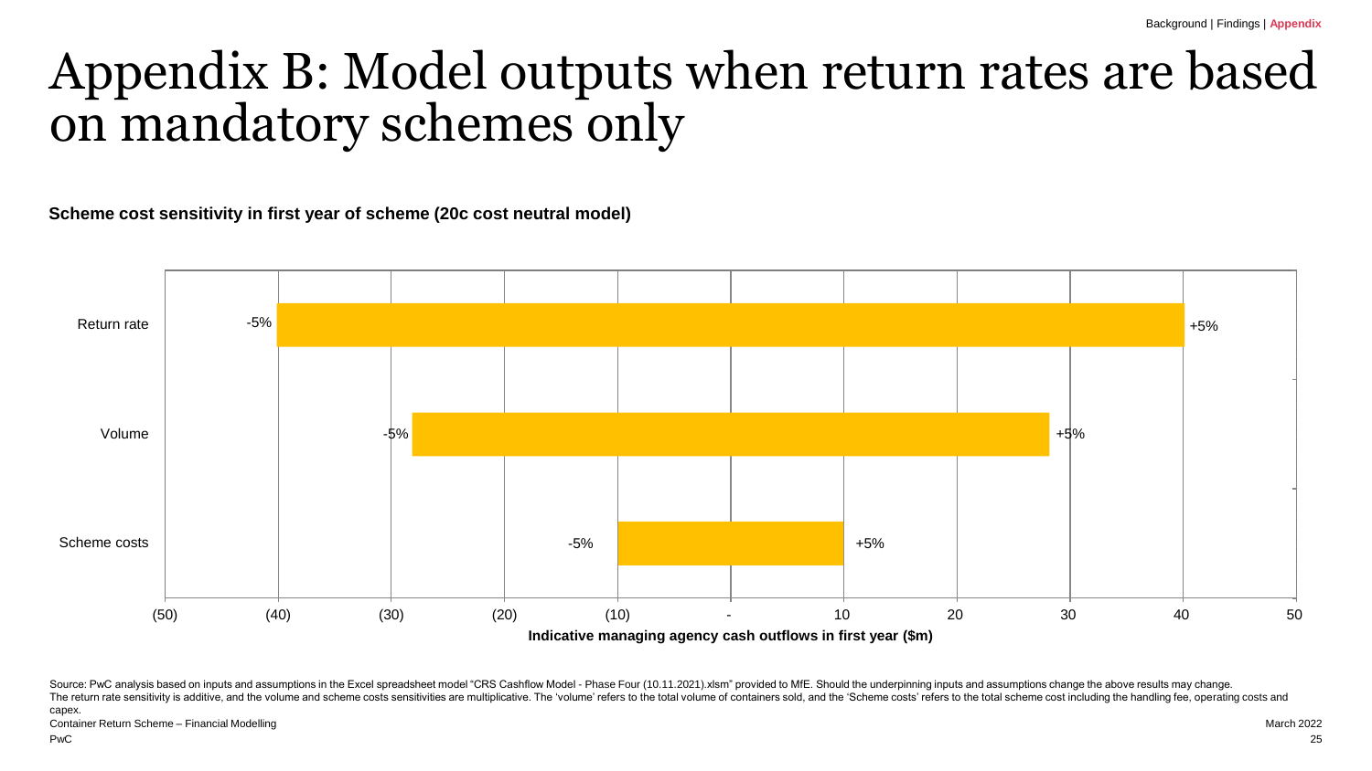# Appendix B: Model outputs when return rates are based on mandatory schemes only

**Scheme cost sensitivity in first year of scheme (20c cost neutral model)**

| Sensitivity | -5% | +5% |
|---|---|---|
| Return rate | (40) | 40 |
| Volume | (28) | 28 |
| Scheme costs | (10) | 10 |

Indicative managing agency cash outflows in first year ($m)

Source: PwC analysis based on inputs and assumptions in the Excel spreadsheet model "CRS Cashflow Model - Phase Four (10.11.2021).xlsm" provided to MfE. Should the underpinning inputs and assumptions change the above results may change.
The return rate sensitivity is additive, and the volume and scheme costs sensitivities are multiplicative. The 'volume' refers to the total volume of containers sold, and the 'Scheme costs' refers to the total scheme cost including the handling fee, operating costs and capex.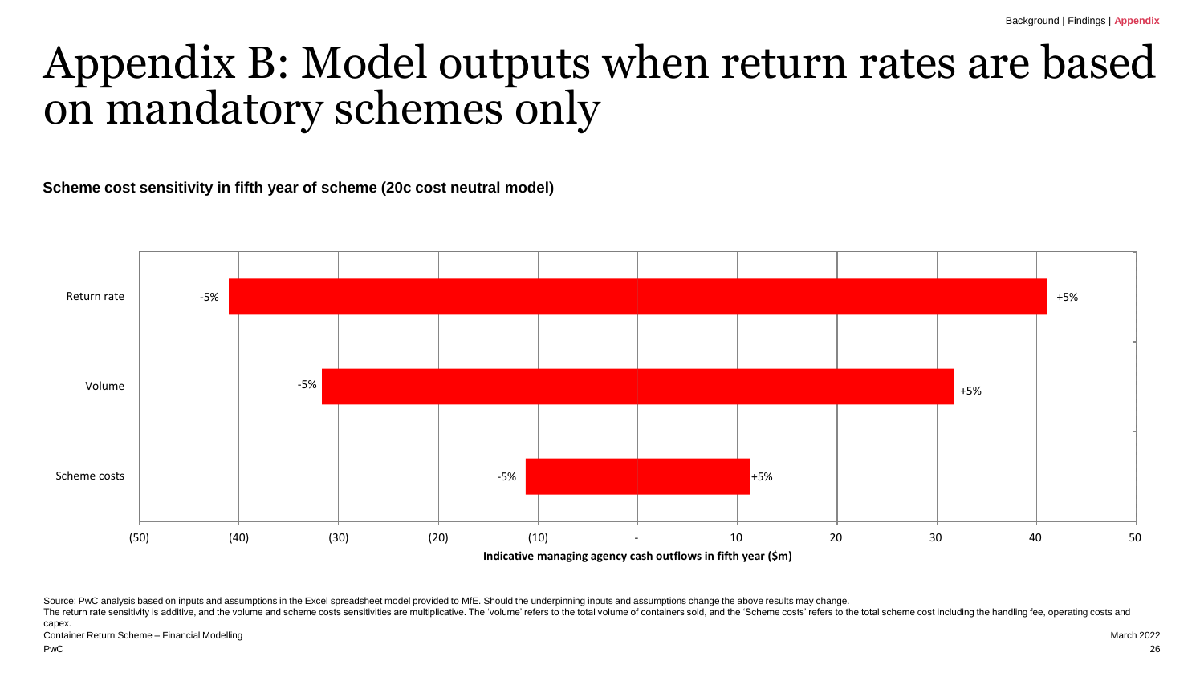# Appendix B: Model outputs when return rates are based on mandatory schemes only

**Scheme cost sensitivity in fifth year of scheme (20c cost neutral model)**

| | -5% | +5% |
|---|---|---|
| Return rate | -5% | +5% |
| Volume | -5% | +5% |
| Scheme costs | -5% | +5% |

Indicative managing agency cash outflows in fifth year ($m)

Source: PwC analysis based on inputs and assumptions in the Excel spreadsheet model provided to MfE. Should the underpinning inputs and assumptions change the above results may change.

The return rate sensitivity is additive, and the volume and scheme costs sensitivities are multiplicative. The 'volume' refers to the total volume of containers sold, and the 'Scheme costs' refers to the total scheme cost including the handling fee, operating costs and capex.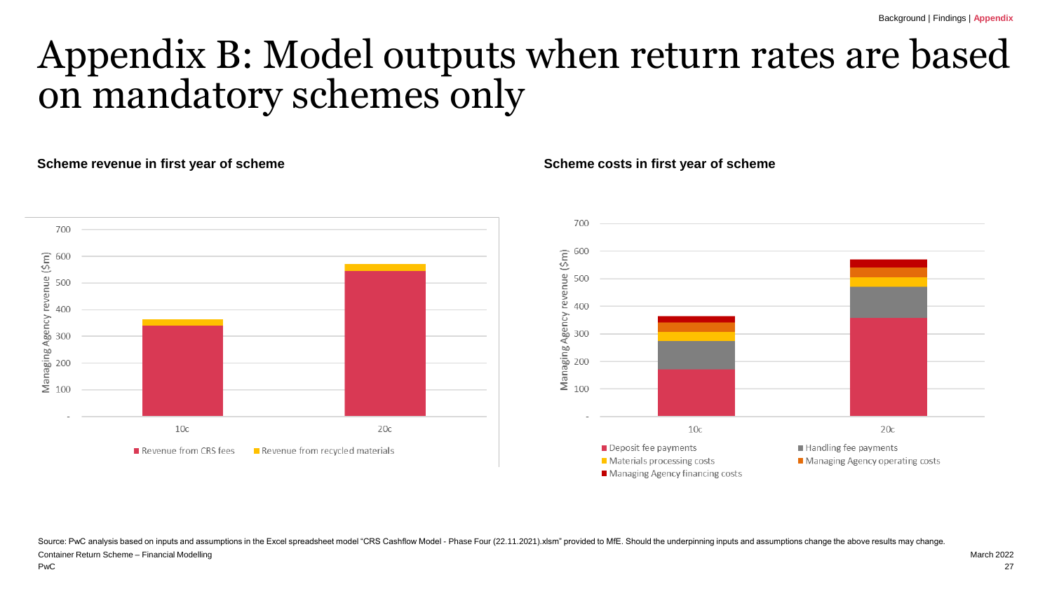# Appendix B: Model outputs when return rates are based on mandatory schemes only

**Scheme revenue in first year of scheme**

Managing Agency revenue ($m)

700
600
500
400
300
200
100
-

10c 20c

Revenue from CRS fees
Revenue from recycled materials

**Scheme costs in first year of scheme**

Managing Agency revenue ($m)

700
600
500
400
300
200
100
-

10c 20c

Deposit fee payments
Handling fee payments
Materials processing costs
Managing Agency operating costs
Managing Agency financing costs

Source: PwC analysis based on inputs and assumptions in the Excel spreadsheet model "CRS Cashflow Model - Phase Four (22.11.2021).xlsm" provided to MfE. Should the underpinning inputs and assumptions change the above results may change.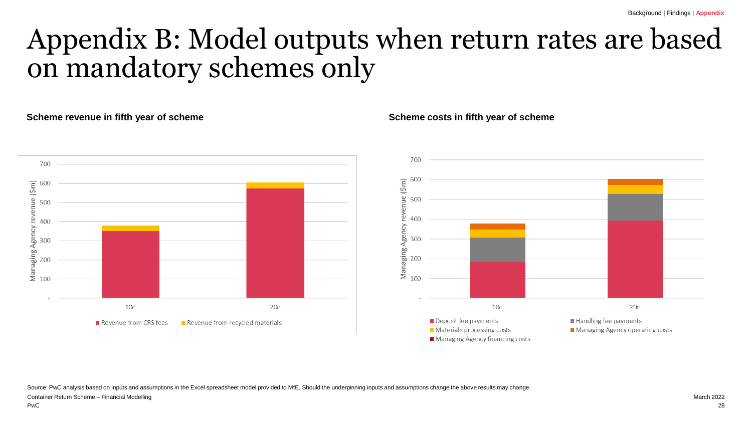# Appendix B: Model outputs when return rates are based on mandatory schemes only

**Scheme revenue in fifth year of scheme**

Managing Agency revenue ($m)

700
600
500
400
300
200
100
-

10c 20c

■ Revenue from CRS fees ■ Revenue from recycled materials

**Scheme costs in fifth year of scheme**

Managing Agency revenue ($m)

700
600
500
400
300
200
100
-

10c 20c

■ Deposit fee payments ■ Handling fee payments
■ Materials processing costs ■ Managing Agency operating costs
■ Managing Agency financing costs

Source: PwC analysis based on inputs and assumptions in the Excel spreadsheet model provided to MfE. Should the underpinning inputs and assumptions change the above results may change.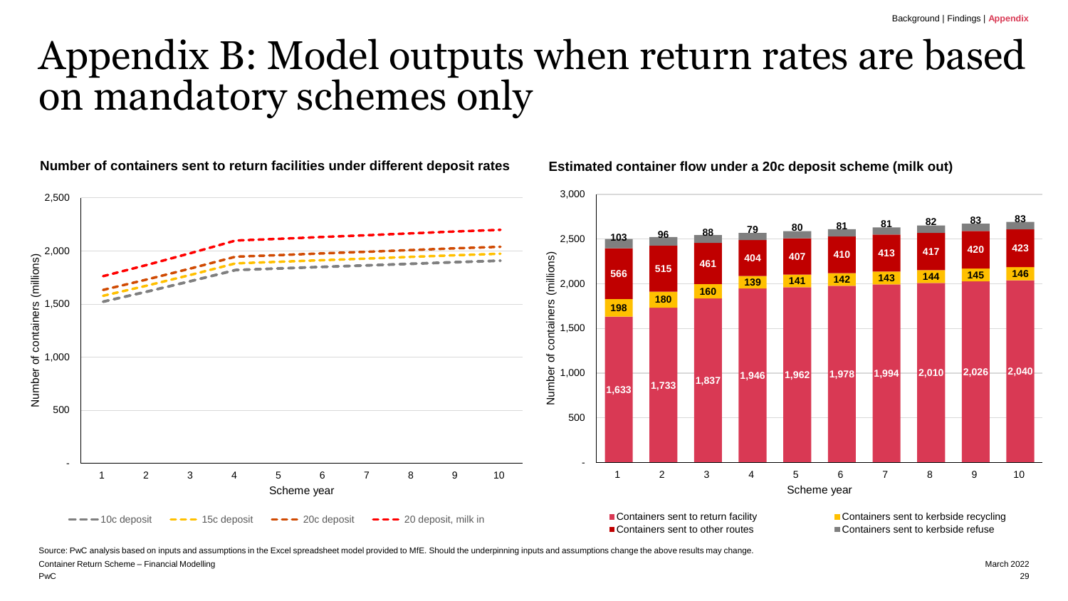# Appendix B: Model outputs when return rates are based on mandatory schemes only

**Number of containers sent to return facilities under different deposit rates**

Number of containers (millions)

2,500
2,000
1,500
1,000
500
-

Scheme year: 1 2 3 4 5 6 7 8 9 10

10c deposit — 15c deposit — 20c deposit — 20 deposit, milk in

**Estimated container flow under a 20c deposit scheme (milk out)**

| Scheme year | Containers sent to return facility | Containers sent to kerbside recycling | Containers sent to other routes | Containers sent to kerbside refuse |
|---|---|---|---|---|
| 1 | 1,633 | 198 | 566 | 103 |
| 2 | 1,733 | 180 | 515 | 96 |
| 3 | 1,837 | 160 | 461 | 88 |
| 4 | 1,946 | 139 | 404 | 79 |
| 5 | 1,962 | 141 | 407 | 80 |
| 6 | 1,978 | 142 | 410 | 81 |
| 7 | 1,994 | 143 | 413 | 81 |
| 8 | 2,010 | 144 | 417 | 82 |
| 9 | 2,026 | 145 | 420 | 83 |
| 10 | 2,040 | 146 | 423 | 83 |

Source: PwC analysis based on inputs and assumptions in the Excel spreadsheet model provided to MfE. Should the underpinning inputs and assumptions change the above results may change.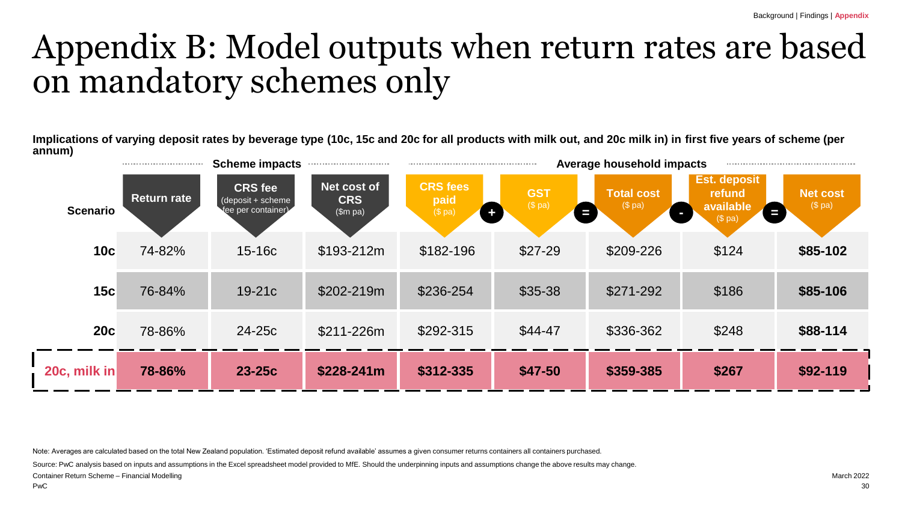# Appendix B: Model outputs when return rates are based on mandatory schemes only

**Implications of varying deposit rates by beverage type (10c, 15c and 20c for all products with milk out, and 20c milk in) in first five years of scheme (per annum)**

| | Scheme impacts | | | Average household impacts | | | | |
|---|---|---|---|---|---|---|---|---|
| **Scenario** | **Return rate** | **CRS fee** (deposit + scheme fee per container) | **Net cost of CRS** ($m pa) | **CRS fees paid** ($ pa) + | **GST** ($ pa) = | **Total cost** ($ pa) - | **Est. deposit refund available** ($ pa) = | **Net cost** ($ pa) |
| **10c** | 74-82% | 15-16c | $193-212m | $182-196 | $27-29 | $209-226 | $124 | **$85-102** |
| **15c** | 76-84% | 19-21c | $202-219m | $236-254 | $35-38 | $271-292 | $186 | **$85-106** |
| **20c** | 78-86% | 24-25c | $211-226m | $292-315 | $44-47 | $336-362 | $248 | **$88-114** |
| **20c, milk in** | **78-86%** | **23-25c** | **$228-241m** | **$312-335** | **$47-50** | **$359-385** | **$267** | **$92-119** |

Note: Averages are calculated based on the total New Zealand population. 'Estimated deposit refund available' assumes a given consumer returns containers all containers purchased.

Source: PwC analysis based on inputs and assumptions in the Excel spreadsheet model provided to MfE. Should the underpinning inputs and assumptions change the above results may change.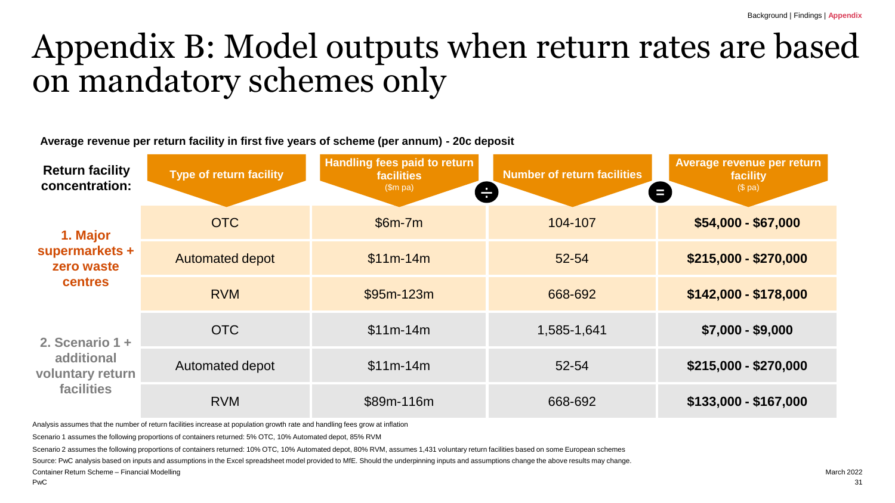# Appendix B: Model outputs when return rates are based on mandatory schemes only

**Average revenue per return facility in first five years of scheme (per annum) - 20c deposit**

| Return facility concentration: | Type of return facility | Handling fees paid to return facilities ($m pa) | ÷ Number of return facilities | = Average revenue per return facility ($ pa) |
|---|---|---|---|---|
| 1. Major supermarkets + zero waste centres | OTC | $6m-7m | 104-107 | **$54,000 - $67,000** |
| | Automated depot | $11m-14m | 52-54 | **$215,000 - $270,000** |
| | RVM | $95m-123m | 668-692 | **$142,000 - $178,000** |
| 2. Scenario 1 + additional voluntary return facilities | OTC | $11m-14m | 1,585-1,641 | **$7,000 - $9,000** |
| | Automated depot | $11m-14m | 52-54 | **$215,000 - $270,000** |
| | RVM | $89m-116m | 668-692 | **$133,000 - $167,000** |

Analysis assumes that the number of return facilities increase at population growth rate and handling fees grow at inflation

Scenario 1 assumes the following proportions of containers returned: 5% OTC, 10% Automated depot, 85% RVM

Scenario 2 assumes the following proportions of containers returned: 10% OTC, 10% Automated depot, 80% RVM, assumes 1,431 voluntary return facilities based on some European schemes

Source: PwC analysis based on inputs and assumptions in the Excel spreadsheet model provided to MfE. Should the underpinning inputs and assumptions change the above results may change.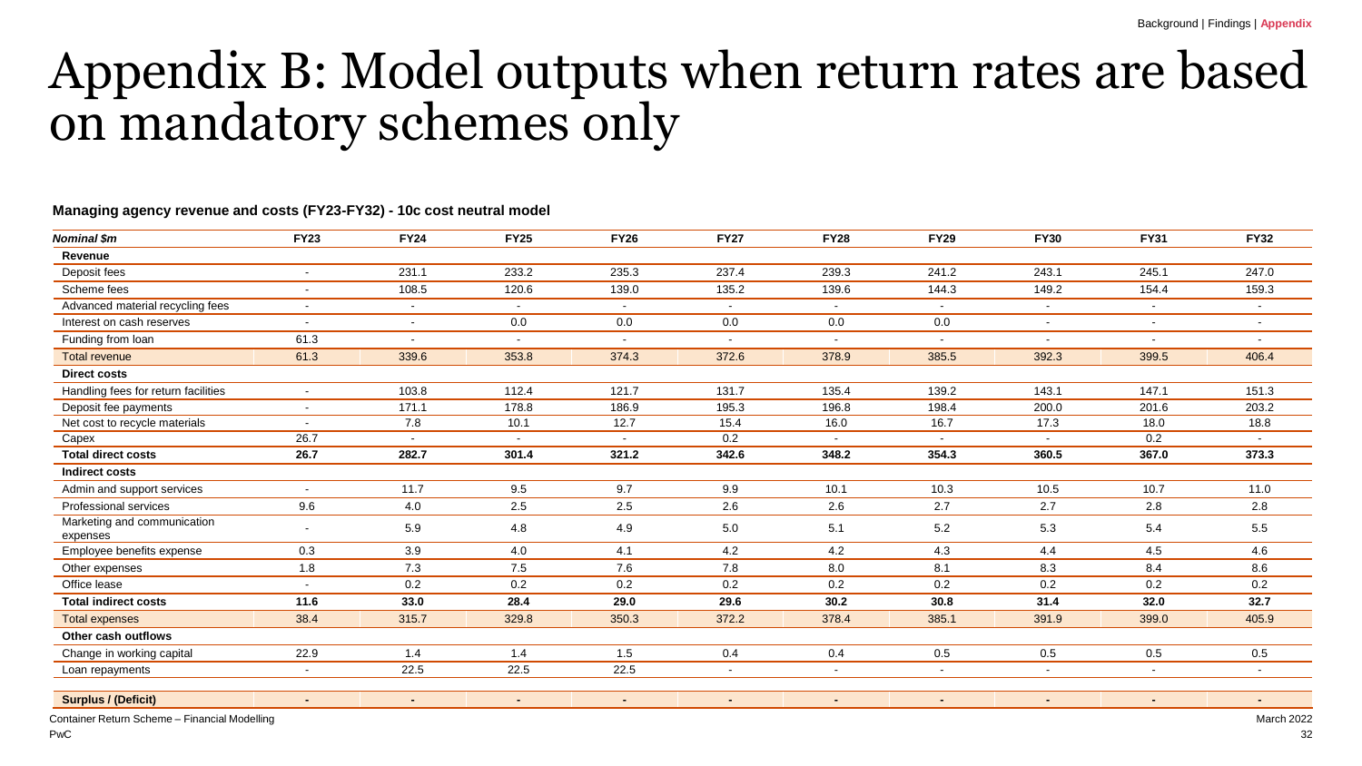# Appendix B: Model outputs when return rates are based on mandatory schemes only

**Managing agency revenue and costs (FY23-FY32) - 10c cost neutral model**

| *Nominal $m* | FY23 | FY24 | FY25 | FY26 | FY27 | FY28 | FY29 | FY30 | FY31 | FY32 |
|---|---|---|---|---|---|---|---|---|---|---|
| **Revenue** | | | | | | | | | | |
| Deposit fees | - | 231.1 | 233.2 | 235.3 | 237.4 | 239.3 | 241.2 | 243.1 | 245.1 | 247.0 |
| Scheme fees | - | 108.5 | 120.6 | 139.0 | 135.2 | 139.6 | 144.3 | 149.2 | 154.4 | 159.3 |
| Advanced material recycling fees | - | - | - | - | - | - | - | - | - | - |
| Interest on cash reserves | - | - | 0.0 | 0.0 | 0.0 | 0.0 | 0.0 | - | - | - |
| Funding from loan | 61.3 | - | - | - | - | - | - | - | - | - |
| Total revenue | 61.3 | 339.6 | 353.8 | 374.3 | 372.6 | 378.9 | 385.5 | 392.3 | 399.5 | 406.4 |
| **Direct costs** | | | | | | | | | | |
| Handling fees for return facilities | - | 103.8 | 112.4 | 121.7 | 131.7 | 135.4 | 139.2 | 143.1 | 147.1 | 151.3 |
| Deposit fee payments | - | 171.1 | 178.8 | 186.9 | 195.3 | 196.8 | 198.4 | 200.0 | 201.6 | 203.2 |
| Net cost to recycle materials | - | 7.8 | 10.1 | 12.7 | 15.4 | 16.0 | 16.7 | 17.3 | 18.0 | 18.8 |
| Capex | 26.7 | - | - | - | 0.2 | - | - | - | 0.2 | - |
| **Total direct costs** | **26.7** | **282.7** | **301.4** | **321.2** | **342.6** | **348.2** | **354.3** | **360.5** | **367.0** | **373.3** |
| **Indirect costs** | | | | | | | | | | |
| Admin and support services | - | 11.7 | 9.5 | 9.7 | 9.9 | 10.1 | 10.3 | 10.5 | 10.7 | 11.0 |
| Professional services | 9.6 | 4.0 | 2.5 | 2.5 | 2.6 | 2.6 | 2.7 | 2.7 | 2.8 | 2.8 |
| Marketing and communication expenses | - | 5.9 | 4.8 | 4.9 | 5.0 | 5.1 | 5.2 | 5.3 | 5.4 | 5.5 |
| Employee benefits expense | 0.3 | 3.9 | 4.0 | 4.1 | 4.2 | 4.2 | 4.3 | 4.4 | 4.5 | 4.6 |
| Other expenses | 1.8 | 7.3 | 7.5 | 7.6 | 7.8 | 8.0 | 8.1 | 8.3 | 8.4 | 8.6 |
| Office lease | - | 0.2 | 0.2 | 0.2 | 0.2 | 0.2 | 0.2 | 0.2 | 0.2 | 0.2 |
| **Total indirect costs** | **11.6** | **33.0** | **28.4** | **29.0** | **29.6** | **30.2** | **30.8** | **31.4** | **32.0** | **32.7** |
| Total expenses | 38.4 | 315.7 | 329.8 | 350.3 | 372.2 | 378.4 | 385.1 | 391.9 | 399.0 | 405.9 |
| **Other cash outflows** | | | | | | | | | | |
| Change in working capital | 22.9 | 1.4 | 1.4 | 1.5 | 0.4 | 0.4 | 0.5 | 0.5 | 0.5 | 0.5 |
| Loan repayments | - | 22.5 | 22.5 | 22.5 | - | - | - | - | - | - |
| **Surplus / (Deficit)** | **-** | **-** | **-** | **-** | **-** | **-** | **-** | **-** | **-** | **-** |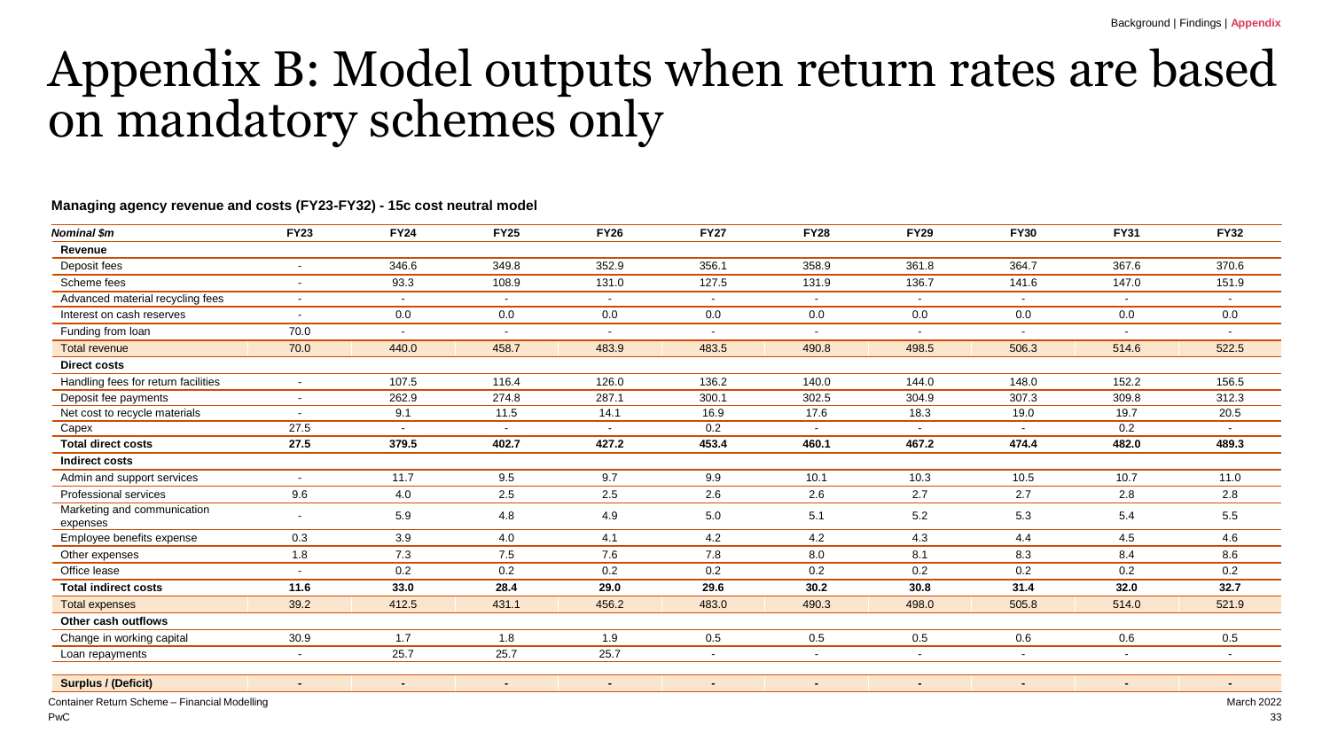# Appendix B: Model outputs when return rates are based on mandatory schemes only

**Managing agency revenue and costs (FY23-FY32) - 15c cost neutral model**

| *Nominal $m* | FY23 | FY24 | FY25 | FY26 | FY27 | FY28 | FY29 | FY30 | FY31 | FY32 |
|---|---|---|---|---|---|---|---|---|---|---|
| **Revenue** | | | | | | | | | | |
| Deposit fees | - | 346.6 | 349.8 | 352.9 | 356.1 | 358.9 | 361.8 | 364.7 | 367.6 | 370.6 |
| Scheme fees | - | 93.3 | 108.9 | 131.0 | 127.5 | 131.9 | 136.7 | 141.6 | 147.0 | 151.9 |
| Advanced material recycling fees | - | - | - | - | - | - | - | - | - | - |
| Interest on cash reserves | - | 0.0 | 0.0 | 0.0 | 0.0 | 0.0 | 0.0 | 0.0 | 0.0 | 0.0 |
| Funding from loan | 70.0 | - | - | - | - | - | - | - | - | - |
| Total revenue | 70.0 | 440.0 | 458.7 | 483.9 | 483.5 | 490.8 | 498.5 | 506.3 | 514.6 | 522.5 |
| **Direct costs** | | | | | | | | | | |
| Handling fees for return facilities | - | 107.5 | 116.4 | 126.0 | 136.2 | 140.0 | 144.0 | 148.0 | 152.2 | 156.5 |
| Deposit fee payments | - | 262.9 | 274.8 | 287.1 | 300.1 | 302.5 | 304.9 | 307.3 | 309.8 | 312.3 |
| Net cost to recycle materials | - | 9.1 | 11.5 | 14.1 | 16.9 | 17.6 | 18.3 | 19.0 | 19.7 | 20.5 |
| Capex | 27.5 | - | - | - | 0.2 | - | - | - | 0.2 | - |
| **Total direct costs** | **27.5** | **379.5** | **402.7** | **427.2** | **453.4** | **460.1** | **467.2** | **474.4** | **482.0** | **489.3** |
| **Indirect costs** | | | | | | | | | | |
| Admin and support services | - | 11.7 | 9.5 | 9.7 | 9.9 | 10.1 | 10.3 | 10.5 | 10.7 | 11.0 |
| Professional services | 9.6 | 4.0 | 2.5 | 2.5 | 2.6 | 2.6 | 2.7 | 2.7 | 2.8 | 2.8 |
| Marketing and communication expenses | - | 5.9 | 4.8 | 4.9 | 5.0 | 5.1 | 5.2 | 5.3 | 5.4 | 5.5 |
| Employee benefits expense | 0.3 | 3.9 | 4.0 | 4.1 | 4.2 | 4.2 | 4.3 | 4.4 | 4.5 | 4.6 |
| Other expenses | 1.8 | 7.3 | 7.5 | 7.6 | 7.8 | 8.0 | 8.1 | 8.3 | 8.4 | 8.6 |
| Office lease | - | 0.2 | 0.2 | 0.2 | 0.2 | 0.2 | 0.2 | 0.2 | 0.2 | 0.2 |
| **Total indirect costs** | **11.6** | **33.0** | **28.4** | **29.0** | **29.6** | **30.2** | **30.8** | **31.4** | **32.0** | **32.7** |
| Total expenses | 39.2 | 412.5 | 431.1 | 456.2 | 483.0 | 490.3 | 498.0 | 505.8 | 514.0 | 521.9 |
| **Other cash outflows** | | | | | | | | | | |
| Change in working capital | 30.9 | 1.7 | 1.8 | 1.9 | 0.5 | 0.5 | 0.5 | 0.6 | 0.6 | 0.5 |
| Loan repayments | - | 25.7 | 25.7 | 25.7 | - | - | - | - | - | - |
| **Surplus / (Deficit)** | **-** | **-** | **-** | **-** | **-** | **-** | **-** | **-** | **-** | **-** |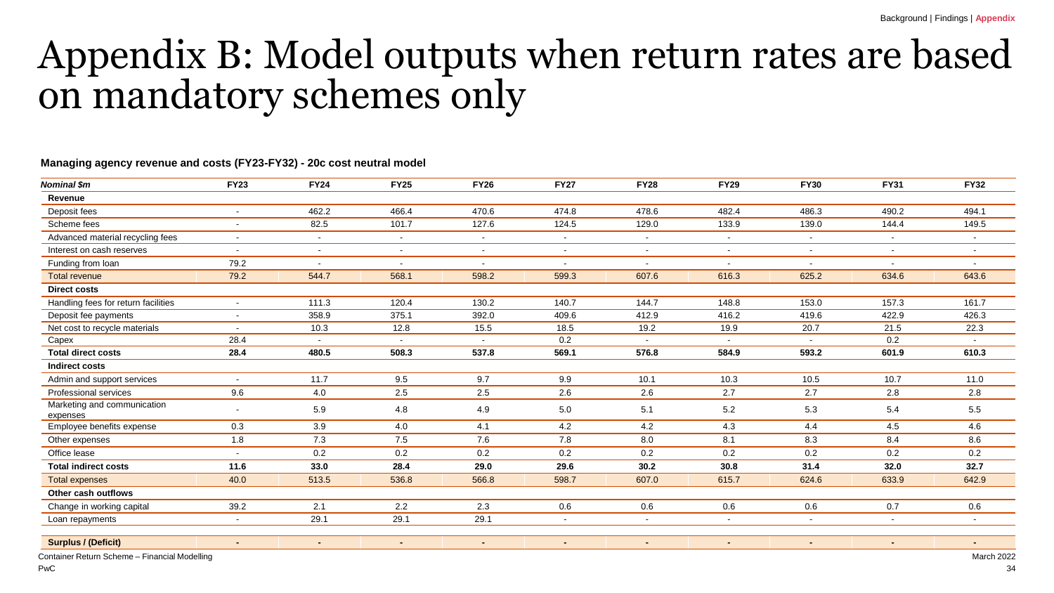# Appendix B: Model outputs when return rates are based on mandatory schemes only

**Managing agency revenue and costs (FY23-FY32) - 20c cost neutral model**

| *Nominal $m* | FY23 | FY24 | FY25 | FY26 | FY27 | FY28 | FY29 | FY30 | FY31 | FY32 |
|---|---|---|---|---|---|---|---|---|---|---|
| **Revenue** | | | | | | | | | | |
| Deposit fees | - | 462.2 | 466.4 | 470.6 | 474.8 | 478.6 | 482.4 | 486.3 | 490.2 | 494.1 |
| Scheme fees | - | 82.5 | 101.7 | 127.6 | 124.5 | 129.0 | 133.9 | 139.0 | 144.4 | 149.5 |
| Advanced material recycling fees | - | - | - | - | - | - | - | - | - | - |
| Interest on cash reserves | - | - | - | - | - | - | - | - | - | - |
| Funding from loan | 79.2 | - | - | - | - | - | - | - | - | - |
| Total revenue | 79.2 | 544.7 | 568.1 | 598.2 | 599.3 | 607.6 | 616.3 | 625.2 | 634.6 | 643.6 |
| **Direct costs** | | | | | | | | | | |
| Handling fees for return facilities | - | 111.3 | 120.4 | 130.2 | 140.7 | 144.7 | 148.8 | 153.0 | 157.3 | 161.7 |
| Deposit fee payments | - | 358.9 | 375.1 | 392.0 | 409.6 | 412.9 | 416.2 | 419.6 | 422.9 | 426.3 |
| Net cost to recycle materials | - | 10.3 | 12.8 | 15.5 | 18.5 | 19.2 | 19.9 | 20.7 | 21.5 | 22.3 |
| Capex | 28.4 | - | - | - | 0.2 | - | - | - | 0.2 | - |
| **Total direct costs** | **28.4** | **480.5** | **508.3** | **537.8** | **569.1** | **576.8** | **584.9** | **593.2** | **601.9** | **610.3** |
| **Indirect costs** | | | | | | | | | | |
| Admin and support services | - | 11.7 | 9.5 | 9.7 | 9.9 | 10.1 | 10.3 | 10.5 | 10.7 | 11.0 |
| Professional services | 9.6 | 4.0 | 2.5 | 2.5 | 2.6 | 2.6 | 2.7 | 2.7 | 2.8 | 2.8 |
| Marketing and communication expenses | - | 5.9 | 4.8 | 4.9 | 5.0 | 5.1 | 5.2 | 5.3 | 5.4 | 5.5 |
| Employee benefits expense | 0.3 | 3.9 | 4.0 | 4.1 | 4.2 | 4.2 | 4.3 | 4.4 | 4.5 | 4.6 |
| Other expenses | 1.8 | 7.3 | 7.5 | 7.6 | 7.8 | 8.0 | 8.1 | 8.3 | 8.4 | 8.6 |
| Office lease | - | 0.2 | 0.2 | 0.2 | 0.2 | 0.2 | 0.2 | 0.2 | 0.2 | 0.2 |
| **Total indirect costs** | **11.6** | **33.0** | **28.4** | **29.0** | **29.6** | **30.2** | **30.8** | **31.4** | **32.0** | **32.7** |
| Total expenses | 40.0 | 513.5 | 536.8 | 566.8 | 598.7 | 607.0 | 615.7 | 624.6 | 633.9 | 642.9 |
| **Other cash outflows** | | | | | | | | | | |
| Change in working capital | 39.2 | 2.1 | 2.2 | 2.3 | 0.6 | 0.6 | 0.6 | 0.6 | 0.7 | 0.6 |
| Loan repayments | - | 29.1 | 29.1 | 29.1 | - | - | - | - | - | - |
| **Surplus / (Deficit)** | **-** | **-** | **-** | **-** | **-** | **-** | **-** | **-** | **-** | **-** |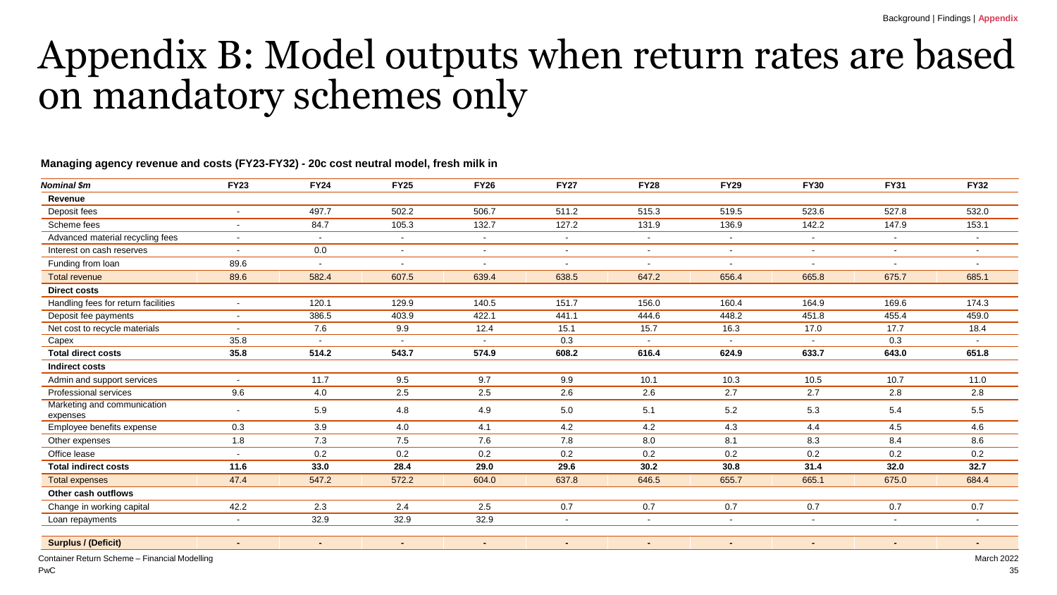# Appendix B: Model outputs when return rates are based on mandatory schemes only

**Managing agency revenue and costs (FY23-FY32) - 20c cost neutral model, fresh milk in**

| *Nominal $m* | FY23 | FY24 | FY25 | FY26 | FY27 | FY28 | FY29 | FY30 | FY31 | FY32 |
|---|---|---|---|---|---|---|---|---|---|---|
| **Revenue** | | | | | | | | | | |
| Deposit fees | - | 497.7 | 502.2 | 506.7 | 511.2 | 515.3 | 519.5 | 523.6 | 527.8 | 532.0 |
| Scheme fees | - | 84.7 | 105.3 | 132.7 | 127.2 | 131.9 | 136.9 | 142.2 | 147.9 | 153.1 |
| Advanced material recycling fees | - | - | - | - | - | - | - | - | - | - |
| Interest on cash reserves | - | 0.0 | - | - | - | - | - | - | - | - |
| Funding from loan | 89.6 | - | - | - | - | - | - | - | - | - |
| Total revenue | 89.6 | 582.4 | 607.5 | 639.4 | 638.5 | 647.2 | 656.4 | 665.8 | 675.7 | 685.1 |
| **Direct costs** | | | | | | | | | | |
| Handling fees for return facilities | - | 120.1 | 129.9 | 140.5 | 151.7 | 156.0 | 160.4 | 164.9 | 169.6 | 174.3 |
| Deposit fee payments | - | 386.5 | 403.9 | 422.1 | 441.1 | 444.6 | 448.2 | 451.8 | 455.4 | 459.0 |
| Net cost to recycle materials | - | 7.6 | 9.9 | 12.4 | 15.1 | 15.7 | 16.3 | 17.0 | 17.7 | 18.4 |
| Capex | 35.8 | - | - | - | 0.3 | - | - | - | 0.3 | - |
| **Total direct costs** | **35.8** | **514.2** | **543.7** | **574.9** | **608.2** | **616.4** | **624.9** | **633.7** | **643.0** | **651.8** |
| **Indirect costs** | | | | | | | | | | |
| Admin and support services | - | 11.7 | 9.5 | 9.7 | 9.9 | 10.1 | 10.3 | 10.5 | 10.7 | 11.0 |
| Professional services | 9.6 | 4.0 | 2.5 | 2.5 | 2.6 | 2.6 | 2.7 | 2.7 | 2.8 | 2.8 |
| Marketing and communication expenses | - | 5.9 | 4.8 | 4.9 | 5.0 | 5.1 | 5.2 | 5.3 | 5.4 | 5.5 |
| Employee benefits expense | 0.3 | 3.9 | 4.0 | 4.1 | 4.2 | 4.2 | 4.3 | 4.4 | 4.5 | 4.6 |
| Other expenses | 1.8 | 7.3 | 7.5 | 7.6 | 7.8 | 8.0 | 8.1 | 8.3 | 8.4 | 8.6 |
| Office lease | - | 0.2 | 0.2 | 0.2 | 0.2 | 0.2 | 0.2 | 0.2 | 0.2 | 0.2 |
| **Total indirect costs** | **11.6** | **33.0** | **28.4** | **29.0** | **29.6** | **30.2** | **30.8** | **31.4** | **32.0** | **32.7** |
| Total expenses | 47.4 | 547.2 | 572.2 | 604.0 | 637.8 | 646.5 | 655.7 | 665.1 | 675.0 | 684.4 |
| **Other cash outflows** | | | | | | | | | | |
| Change in working capital | 42.2 | 2.3 | 2.4 | 2.5 | 0.7 | 0.7 | 0.7 | 0.7 | 0.7 | 0.7 |
| Loan repayments | - | 32.9 | 32.9 | 32.9 | - | - | - | - | - | - |
| **Surplus / (Deficit)** | **-** | **-** | **-** | **-** | **-** | **-** | **-** | **-** | **-** | **-** |